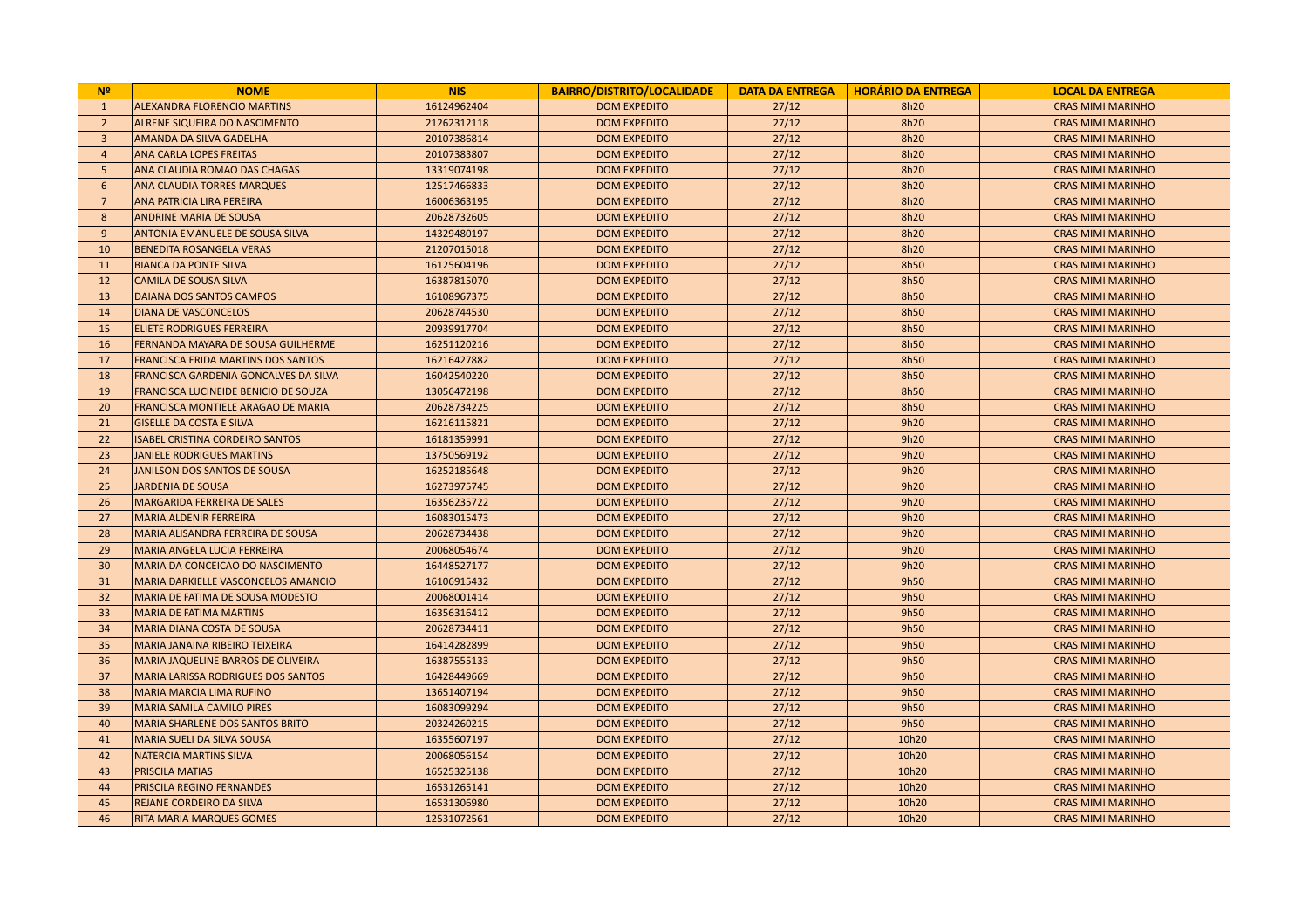| Nº | NOME | NIS | BAIRRO/DISTRITO/LOCALIDADE | DATA DA ENTREGA | HORÁRIO DA ENTREGA | LOCAL DA ENTREGA |
|---|---|---|---|---|---|---|
| 1 | ALEXANDRA FLORENCIO MARTINS | 16124962404 | DOM EXPEDITO | 27/12 | 8h20 | CRAS MIMI MARINHO |
| 2 | ALRENE SIQUEIRA DO NASCIMENTO | 21262312118 | DOM EXPEDITO | 27/12 | 8h20 | CRAS MIMI MARINHO |
| 3 | AMANDA DA SILVA GADELHA | 20107386814 | DOM EXPEDITO | 27/12 | 8h20 | CRAS MIMI MARINHO |
| 4 | ANA CARLA LOPES FREITAS | 20107383807 | DOM EXPEDITO | 27/12 | 8h20 | CRAS MIMI MARINHO |
| 5 | ANA CLAUDIA ROMAO DAS CHAGAS | 13319074198 | DOM EXPEDITO | 27/12 | 8h20 | CRAS MIMI MARINHO |
| 6 | ANA CLAUDIA TORRES MARQUES | 12517466833 | DOM EXPEDITO | 27/12 | 8h20 | CRAS MIMI MARINHO |
| 7 | ANA PATRICIA LIRA PEREIRA | 16006363195 | DOM EXPEDITO | 27/12 | 8h20 | CRAS MIMI MARINHO |
| 8 | ANDRINE MARIA DE SOUSA | 20628732605 | DOM EXPEDITO | 27/12 | 8h20 | CRAS MIMI MARINHO |
| 9 | ANTONIA EMANUELE DE SOUSA SILVA | 14329480197 | DOM EXPEDITO | 27/12 | 8h20 | CRAS MIMI MARINHO |
| 10 | BENEDITA ROSANGELA VERAS | 21207015018 | DOM EXPEDITO | 27/12 | 8h20 | CRAS MIMI MARINHO |
| 11 | BIANCA DA PONTE SILVA | 16125604196 | DOM EXPEDITO | 27/12 | 8h50 | CRAS MIMI MARINHO |
| 12 | CAMILA DE SOUSA SILVA | 16387815070 | DOM EXPEDITO | 27/12 | 8h50 | CRAS MIMI MARINHO |
| 13 | DAIANA DOS SANTOS CAMPOS | 16108967375 | DOM EXPEDITO | 27/12 | 8h50 | CRAS MIMI MARINHO |
| 14 | DIANA DE VASCONCELOS | 20628744530 | DOM EXPEDITO | 27/12 | 8h50 | CRAS MIMI MARINHO |
| 15 | ELIETE RODRIGUES FERREIRA | 20939917704 | DOM EXPEDITO | 27/12 | 8h50 | CRAS MIMI MARINHO |
| 16 | FERNANDA MAYARA DE SOUSA GUILHERME | 16251120216 | DOM EXPEDITO | 27/12 | 8h50 | CRAS MIMI MARINHO |
| 17 | FRANCISCA ERIDA MARTINS DOS SANTOS | 16216427882 | DOM EXPEDITO | 27/12 | 8h50 | CRAS MIMI MARINHO |
| 18 | FRANCISCA GARDENIA GONCALVES DA SILVA | 16042540220 | DOM EXPEDITO | 27/12 | 8h50 | CRAS MIMI MARINHO |
| 19 | FRANCISCA LUCINEIDE BENICIO DE SOUZA | 13056472198 | DOM EXPEDITO | 27/12 | 8h50 | CRAS MIMI MARINHO |
| 20 | FRANCISCA MONTIELE ARAGAO DE MARIA | 20628734225 | DOM EXPEDITO | 27/12 | 8h50 | CRAS MIMI MARINHO |
| 21 | GISELLE DA COSTA E SILVA | 16216115821 | DOM EXPEDITO | 27/12 | 9h20 | CRAS MIMI MARINHO |
| 22 | ISABEL CRISTINA CORDEIRO SANTOS | 16181359991 | DOM EXPEDITO | 27/12 | 9h20 | CRAS MIMI MARINHO |
| 23 | JANIELE RODRIGUES MARTINS | 13750569192 | DOM EXPEDITO | 27/12 | 9h20 | CRAS MIMI MARINHO |
| 24 | JANILSON DOS SANTOS DE SOUSA | 16252185648 | DOM EXPEDITO | 27/12 | 9h20 | CRAS MIMI MARINHO |
| 25 | JARDENIA DE SOUSA | 16273975745 | DOM EXPEDITO | 27/12 | 9h20 | CRAS MIMI MARINHO |
| 26 | MARGARIDA FERREIRA DE SALES | 16356235722 | DOM EXPEDITO | 27/12 | 9h20 | CRAS MIMI MARINHO |
| 27 | MARIA ALDENIR FERREIRA | 16083015473 | DOM EXPEDITO | 27/12 | 9h20 | CRAS MIMI MARINHO |
| 28 | MARIA ALISANDRA FERREIRA DE SOUSA | 20628734438 | DOM EXPEDITO | 27/12 | 9h20 | CRAS MIMI MARINHO |
| 29 | MARIA ANGELA LUCIA FERREIRA | 20068054674 | DOM EXPEDITO | 27/12 | 9h20 | CRAS MIMI MARINHO |
| 30 | MARIA DA CONCEICAO DO NASCIMENTO | 16448527177 | DOM EXPEDITO | 27/12 | 9h20 | CRAS MIMI MARINHO |
| 31 | MARIA DARKIELLE VASCONCELOS AMANCIO | 16106915432 | DOM EXPEDITO | 27/12 | 9h50 | CRAS MIMI MARINHO |
| 32 | MARIA DE FATIMA DE SOUSA MODESTO | 20068001414 | DOM EXPEDITO | 27/12 | 9h50 | CRAS MIMI MARINHO |
| 33 | MARIA DE FATIMA MARTINS | 16356316412 | DOM EXPEDITO | 27/12 | 9h50 | CRAS MIMI MARINHO |
| 34 | MARIA DIANA COSTA DE SOUSA | 20628734411 | DOM EXPEDITO | 27/12 | 9h50 | CRAS MIMI MARINHO |
| 35 | MARIA JANAINA RIBEIRO TEIXEIRA | 16414282899 | DOM EXPEDITO | 27/12 | 9h50 | CRAS MIMI MARINHO |
| 36 | MARIA JAQUELINE BARROS DE OLIVEIRA | 16387555133 | DOM EXPEDITO | 27/12 | 9h50 | CRAS MIMI MARINHO |
| 37 | MARIA LARISSA RODRIGUES DOS SANTOS | 16428449669 | DOM EXPEDITO | 27/12 | 9h50 | CRAS MIMI MARINHO |
| 38 | MARIA MARCIA LIMA RUFINO | 13651407194 | DOM EXPEDITO | 27/12 | 9h50 | CRAS MIMI MARINHO |
| 39 | MARIA SAMILA CAMILO PIRES | 16083099294 | DOM EXPEDITO | 27/12 | 9h50 | CRAS MIMI MARINHO |
| 40 | MARIA SHARLENE DOS SANTOS BRITO | 20324260215 | DOM EXPEDITO | 27/12 | 9h50 | CRAS MIMI MARINHO |
| 41 | MARIA SUELI DA SILVA SOUSA | 16355607197 | DOM EXPEDITO | 27/12 | 10h20 | CRAS MIMI MARINHO |
| 42 | NATERCIA MARTINS SILVA | 20068056154 | DOM EXPEDITO | 27/12 | 10h20 | CRAS MIMI MARINHO |
| 43 | PRISCILA MATIAS | 16525325138 | DOM EXPEDITO | 27/12 | 10h20 | CRAS MIMI MARINHO |
| 44 | PRISCILA REGINO FERNANDES | 16531265141 | DOM EXPEDITO | 27/12 | 10h20 | CRAS MIMI MARINHO |
| 45 | REJANE CORDEIRO DA SILVA | 16531306980 | DOM EXPEDITO | 27/12 | 10h20 | CRAS MIMI MARINHO |
| 46 | RITA MARIA MARQUES GOMES | 12531072561 | DOM EXPEDITO | 27/12 | 10h20 | CRAS MIMI MARINHO |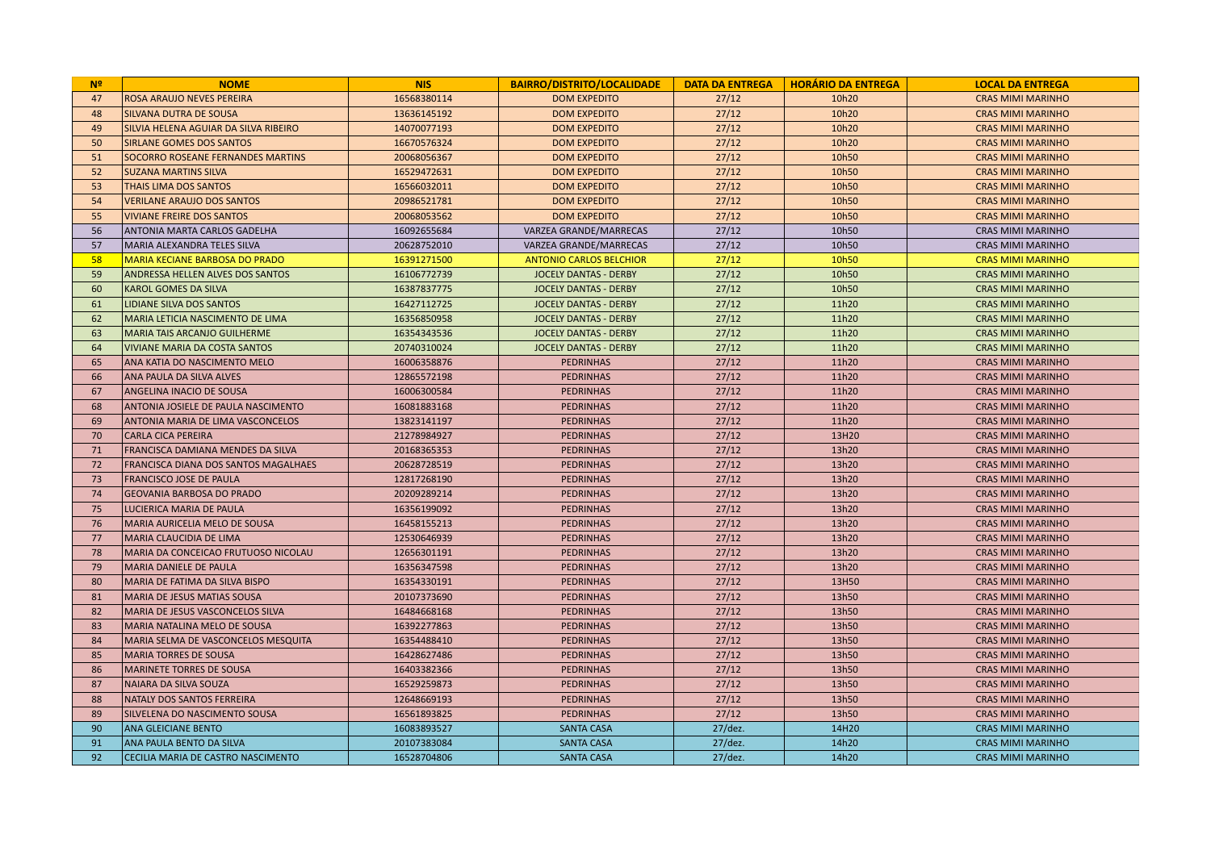| Nº | NOME | NIS | BAIRRO/DISTRITO/LOCALIDADE | DATA DA ENTREGA | HORÁRIO DA ENTREGA | LOCAL DA ENTREGA |
|---|---|---|---|---|---|---|
| 47 | ROSA ARAUJO NEVES PEREIRA | 16568380114 | DOM EXPEDITO | 27/12 | 10h20 | CRAS MIMI MARINHO |
| 48 | SILVANA DUTRA DE SOUSA | 13636145192 | DOM EXPEDITO | 27/12 | 10h20 | CRAS MIMI MARINHO |
| 49 | SILVIA HELENA AGUIAR DA SILVA RIBEIRO | 14070077193 | DOM EXPEDITO | 27/12 | 10h20 | CRAS MIMI MARINHO |
| 50 | SIRLANE GOMES DOS SANTOS | 16670576324 | DOM EXPEDITO | 27/12 | 10h20 | CRAS MIMI MARINHO |
| 51 | SOCORRO ROSEANE FERNANDES MARTINS | 20068056367 | DOM EXPEDITO | 27/12 | 10h50 | CRAS MIMI MARINHO |
| 52 | SUZANA MARTINS SILVA | 16529472631 | DOM EXPEDITO | 27/12 | 10h50 | CRAS MIMI MARINHO |
| 53 | THAIS LIMA DOS SANTOS | 16566032011 | DOM EXPEDITO | 27/12 | 10h50 | CRAS MIMI MARINHO |
| 54 | VERILANE ARAUJO DOS SANTOS | 20986521781 | DOM EXPEDITO | 27/12 | 10h50 | CRAS MIMI MARINHO |
| 55 | VIVIANE FREIRE DOS SANTOS | 20068053562 | DOM EXPEDITO | 27/12 | 10h50 | CRAS MIMI MARINHO |
| 56 | ANTONIA MARTA CARLOS GADELHA | 16092655684 | VARZEA GRANDE/MARRECAS | 27/12 | 10h50 | CRAS MIMI MARINHO |
| 57 | MARIA ALEXANDRA TELES SILVA | 20628752010 | VARZEA GRANDE/MARRECAS | 27/12 | 10h50 | CRAS MIMI MARINHO |
| 58 | MARIA KECIANE BARBOSA DO PRADO | 16391271500 | ANTONIO CARLOS BELCHIOR | 27/12 | 10h50 | CRAS MIMI MARINHO |
| 59 | ANDRESSA HELLEN ALVES DOS SANTOS | 16106772739 | JOCELY DANTAS - DERBY | 27/12 | 10h50 | CRAS MIMI MARINHO |
| 60 | KAROL GOMES DA SILVA | 16387837775 | JOCELY DANTAS - DERBY | 27/12 | 10h50 | CRAS MIMI MARINHO |
| 61 | LIDIANE SILVA DOS SANTOS | 16427112725 | JOCELY DANTAS - DERBY | 27/12 | 11h20 | CRAS MIMI MARINHO |
| 62 | MARIA LETICIA NASCIMENTO DE LIMA | 16356850958 | JOCELY DANTAS - DERBY | 27/12 | 11h20 | CRAS MIMI MARINHO |
| 63 | MARIA TAIS ARCANJO GUILHERME | 16354343536 | JOCELY DANTAS - DERBY | 27/12 | 11h20 | CRAS MIMI MARINHO |
| 64 | VIVIANE MARIA DA COSTA SANTOS | 20740310024 | JOCELY DANTAS - DERBY | 27/12 | 11h20 | CRAS MIMI MARINHO |
| 65 | ANA KATIA DO NASCIMENTO MELO | 16006358876 | PEDRINHAS | 27/12 | 11h20 | CRAS MIMI MARINHO |
| 66 | ANA PAULA DA SILVA ALVES | 12865572198 | PEDRINHAS | 27/12 | 11h20 | CRAS MIMI MARINHO |
| 67 | ANGELINA INACIO DE SOUSA | 16006300584 | PEDRINHAS | 27/12 | 11h20 | CRAS MIMI MARINHO |
| 68 | ANTONIA JOSIELE DE PAULA NASCIMENTO | 16081883168 | PEDRINHAS | 27/12 | 11h20 | CRAS MIMI MARINHO |
| 69 | ANTONIA MARIA DE LIMA VASCONCELOS | 13823141197 | PEDRINHAS | 27/12 | 11h20 | CRAS MIMI MARINHO |
| 70 | CARLA CICA PEREIRA | 21278984927 | PEDRINHAS | 27/12 | 13H20 | CRAS MIMI MARINHO |
| 71 | FRANCISCA DAMIANA MENDES DA SILVA | 20168365353 | PEDRINHAS | 27/12 | 13h20 | CRAS MIMI MARINHO |
| 72 | FRANCISCA DIANA DOS SANTOS MAGALHAES | 20628728519 | PEDRINHAS | 27/12 | 13h20 | CRAS MIMI MARINHO |
| 73 | FRANCISCO JOSE DE PAULA | 12817268190 | PEDRINHAS | 27/12 | 13h20 | CRAS MIMI MARINHO |
| 74 | GEOVANIA BARBOSA DO PRADO | 20209289214 | PEDRINHAS | 27/12 | 13h20 | CRAS MIMI MARINHO |
| 75 | LUCIERICA MARIA DE PAULA | 16356199092 | PEDRINHAS | 27/12 | 13h20 | CRAS MIMI MARINHO |
| 76 | MARIA AURICELIA MELO DE SOUSA | 16458155213 | PEDRINHAS | 27/12 | 13h20 | CRAS MIMI MARINHO |
| 77 | MARIA CLAUCIDIA DE LIMA | 12530646939 | PEDRINHAS | 27/12 | 13h20 | CRAS MIMI MARINHO |
| 78 | MARIA DA CONCEICAO FRUTUOSO NICOLAU | 12656301191 | PEDRINHAS | 27/12 | 13h20 | CRAS MIMI MARINHO |
| 79 | MARIA DANIELE DE PAULA | 16356347598 | PEDRINHAS | 27/12 | 13h20 | CRAS MIMI MARINHO |
| 80 | MARIA DE FATIMA DA SILVA BISPO | 16354330191 | PEDRINHAS | 27/12 | 13H50 | CRAS MIMI MARINHO |
| 81 | MARIA DE JESUS MATIAS SOUSA | 20107373690 | PEDRINHAS | 27/12 | 13h50 | CRAS MIMI MARINHO |
| 82 | MARIA DE JESUS VASCONCELOS SILVA | 16484668168 | PEDRINHAS | 27/12 | 13h50 | CRAS MIMI MARINHO |
| 83 | MARIA NATALINA MELO DE SOUSA | 16392277863 | PEDRINHAS | 27/12 | 13h50 | CRAS MIMI MARINHO |
| 84 | MARIA SELMA DE VASCONCELOS MESQUITA | 16354488410 | PEDRINHAS | 27/12 | 13h50 | CRAS MIMI MARINHO |
| 85 | MARIA TORRES DE SOUSA | 16428627486 | PEDRINHAS | 27/12 | 13h50 | CRAS MIMI MARINHO |
| 86 | MARINETE TORRES DE SOUSA | 16403382366 | PEDRINHAS | 27/12 | 13h50 | CRAS MIMI MARINHO |
| 87 | NAIARA DA SILVA SOUZA | 16529259873 | PEDRINHAS | 27/12 | 13h50 | CRAS MIMI MARINHO |
| 88 | NATALY DOS SANTOS FERREIRA | 12648669193 | PEDRINHAS | 27/12 | 13h50 | CRAS MIMI MARINHO |
| 89 | SILVELENA DO NASCIMENTO SOUSA | 16561893825 | PEDRINHAS | 27/12 | 13h50 | CRAS MIMI MARINHO |
| 90 | ANA GLEICIANE BENTO | 16083893527 | SANTA CASA | 27/dez. | 14H20 | CRAS MIMI MARINHO |
| 91 | ANA PAULA BENTO DA SILVA | 20107383084 | SANTA CASA | 27/dez. | 14h20 | CRAS MIMI MARINHO |
| 92 | CECILIA MARIA DE CASTRO NASCIMENTO | 16528704806 | SANTA CASA | 27/dez. | 14h20 | CRAS MIMI MARINHO |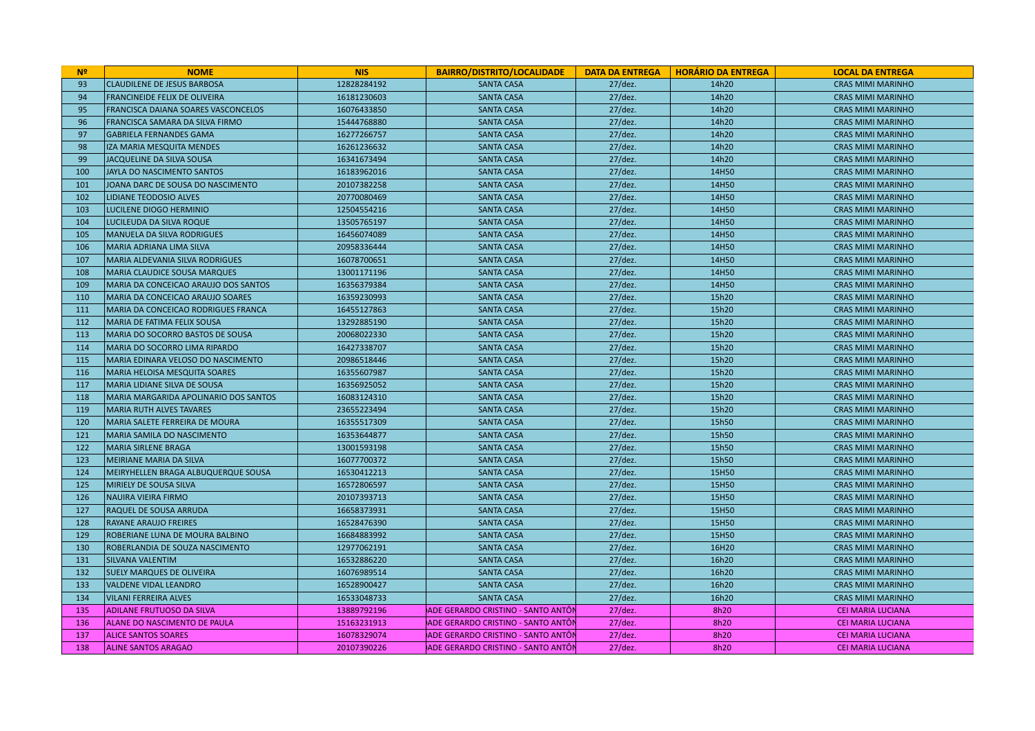| Nº | NOME | NIS | BAIRRO/DISTRITO/LOCALIDADE | DATA DA ENTREGA | HORÁRIO DA ENTREGA | LOCAL DA ENTREGA |
|---|---|---|---|---|---|---|
| 93 | CLAUDILENE DE JESUS BARBOSA | 12828284192 | SANTA CASA | 27/dez. | 14h20 | CRAS MIMI MARINHO |
| 94 | FRANCINEIDE FELIX DE OLIVEIRA | 16181230603 | SANTA CASA | 27/dez. | 14h20 | CRAS MIMI MARINHO |
| 95 | FRANCISCA DAIANA SOARES VASCONCELOS | 16076433850 | SANTA CASA | 27/dez. | 14h20 | CRAS MIMI MARINHO |
| 96 | FRANCISCA SAMARA DA SILVA FIRMO | 15444768880 | SANTA CASA | 27/dez. | 14h20 | CRAS MIMI MARINHO |
| 97 | GABRIELA FERNANDES GAMA | 16277266757 | SANTA CASA | 27/dez. | 14h20 | CRAS MIMI MARINHO |
| 98 | IZA MARIA MESQUITA MENDES | 16261236632 | SANTA CASA | 27/dez. | 14h20 | CRAS MIMI MARINHO |
| 99 | JACQUELINE DA SILVA SOUSA | 16341673494 | SANTA CASA | 27/dez. | 14h20 | CRAS MIMI MARINHO |
| 100 | JAYLA DO NASCIMENTO SANTOS | 16183962016 | SANTA CASA | 27/dez. | 14H50 | CRAS MIMI MARINHO |
| 101 | JOANA DARC DE SOUSA DO NASCIMENTO | 20107382258 | SANTA CASA | 27/dez. | 14H50 | CRAS MIMI MARINHO |
| 102 | LIDIANE TEODOSIO ALVES | 20770080469 | SANTA CASA | 27/dez. | 14H50 | CRAS MIMI MARINHO |
| 103 | LUCILENE DIOGO HERMINIO | 12504554216 | SANTA CASA | 27/dez. | 14H50 | CRAS MIMI MARINHO |
| 104 | LUCILEUDA DA SILVA ROQUE | 13505765197 | SANTA CASA | 27/dez. | 14H50 | CRAS MIMI MARINHO |
| 105 | MANUELA DA SILVA RODRIGUES | 16456074089 | SANTA CASA | 27/dez. | 14H50 | CRAS MIMI MARINHO |
| 106 | MARIA ADRIANA LIMA SILVA | 20958336444 | SANTA CASA | 27/dez. | 14H50 | CRAS MIMI MARINHO |
| 107 | MARIA ALDEVANIA SILVA RODRIGUES | 16078700651 | SANTA CASA | 27/dez. | 14H50 | CRAS MIMI MARINHO |
| 108 | MARIA CLAUDICE SOUSA MARQUES | 13001171196 | SANTA CASA | 27/dez. | 14H50 | CRAS MIMI MARINHO |
| 109 | MARIA DA CONCEICAO ARAUJO DOS SANTOS | 16356379384 | SANTA CASA | 27/dez. | 14H50 | CRAS MIMI MARINHO |
| 110 | MARIA DA CONCEICAO ARAUJO SOARES | 16359230993 | SANTA CASA | 27/dez. | 15h20 | CRAS MIMI MARINHO |
| 111 | MARIA DA CONCEICAO RODRIGUES FRANCA | 16455127863 | SANTA CASA | 27/dez. | 15h20 | CRAS MIMI MARINHO |
| 112 | MARIA DE FATIMA FELIX SOUSA | 13292885190 | SANTA CASA | 27/dez. | 15h20 | CRAS MIMI MARINHO |
| 113 | MARIA DO SOCORRO BASTOS DE SOUSA | 20068022330 | SANTA CASA | 27/dez. | 15h20 | CRAS MIMI MARINHO |
| 114 | MARIA DO SOCORRO LIMA RIPARDO | 16427338707 | SANTA CASA | 27/dez. | 15h20 | CRAS MIMI MARINHO |
| 115 | MARIA EDINARA VELOSO DO NASCIMENTO | 20986518446 | SANTA CASA | 27/dez. | 15h20 | CRAS MIMI MARINHO |
| 116 | MARIA HELOISA MESQUITA SOARES | 16355607987 | SANTA CASA | 27/dez. | 15h20 | CRAS MIMI MARINHO |
| 117 | MARIA LIDIANE SILVA DE SOUSA | 16356925052 | SANTA CASA | 27/dez. | 15h20 | CRAS MIMI MARINHO |
| 118 | MARIA MARGARIDA APOLINARIO DOS SANTOS | 16083124310 | SANTA CASA | 27/dez. | 15h20 | CRAS MIMI MARINHO |
| 119 | MARIA RUTH ALVES TAVARES | 23655223494 | SANTA CASA | 27/dez. | 15h20 | CRAS MIMI MARINHO |
| 120 | MARIA SALETE FERREIRA DE MOURA | 16355517309 | SANTA CASA | 27/dez. | 15h50 | CRAS MIMI MARINHO |
| 121 | MARIA SAMILA DO NASCIMENTO | 16353644877 | SANTA CASA | 27/dez. | 15h50 | CRAS MIMI MARINHO |
| 122 | MARIA SIRLENE BRAGA | 13001593198 | SANTA CASA | 27/dez. | 15h50 | CRAS MIMI MARINHO |
| 123 | MEIRIANE MARIA DA SILVA | 16077700372 | SANTA CASA | 27/dez. | 15h50 | CRAS MIMI MARINHO |
| 124 | MEIRYHELLEN BRAGA ALBUQUERQUE SOUSA | 16530412213 | SANTA CASA | 27/dez. | 15H50 | CRAS MIMI MARINHO |
| 125 | MIRIELY DE SOUSA SILVA | 16572806597 | SANTA CASA | 27/dez. | 15H50 | CRAS MIMI MARINHO |
| 126 | NAUIRA VIEIRA FIRMO | 20107393713 | SANTA CASA | 27/dez. | 15H50 | CRAS MIMI MARINHO |
| 127 | RAQUEL DE SOUSA ARRUDA | 16658373931 | SANTA CASA | 27/dez. | 15H50 | CRAS MIMI MARINHO |
| 128 | RAYANE ARAUJO FREIRES | 16528476390 | SANTA CASA | 27/dez. | 15H50 | CRAS MIMI MARINHO |
| 129 | ROBERIANE LUNA DE MOURA BALBINO | 16684883992 | SANTA CASA | 27/dez. | 15H50 | CRAS MIMI MARINHO |
| 130 | ROBERLANDIA DE SOUZA NASCIMENTO | 12977062191 | SANTA CASA | 27/dez. | 16H20 | CRAS MIMI MARINHO |
| 131 | SILVANA VALENTIM | 16532886220 | SANTA CASA | 27/dez. | 16h20 | CRAS MIMI MARINHO |
| 132 | SUELY MARQUES DE OLIVEIRA | 16076989514 | SANTA CASA | 27/dez. | 16h20 | CRAS MIMI MARINHO |
| 133 | VALDENE VIDAL LEANDRO | 16528900427 | SANTA CASA | 27/dez. | 16h20 | CRAS MIMI MARINHO |
| 134 | VILANI FERREIRA ALVES | 16533048733 | SANTA CASA | 27/dez. | 16h20 | CRAS MIMI MARINHO |
| 135 | ADILANE FRUTUOSO DA SILVA | 13889792196 | ADE GERARDO CRISTINO - SANTO ANTÔN | 27/dez. | 8h20 | CEI MARIA LUCIANA |
| 136 | ALANE DO NASCIMENTO DE PAULA | 15163231913 | ADE GERARDO CRISTINO - SANTO ANTÔN | 27/dez. | 8h20 | CEI MARIA LUCIANA |
| 137 | ALICE SANTOS SOARES | 16078329074 | ADE GERARDO CRISTINO - SANTO ANTÔN | 27/dez. | 8h20 | CEI MARIA LUCIANA |
| 138 | ALINE SANTOS ARAGAO | 20107390226 | ADE GERARDO CRISTINO - SANTO ANTÔN | 27/dez. | 8h20 | CEI MARIA LUCIANA |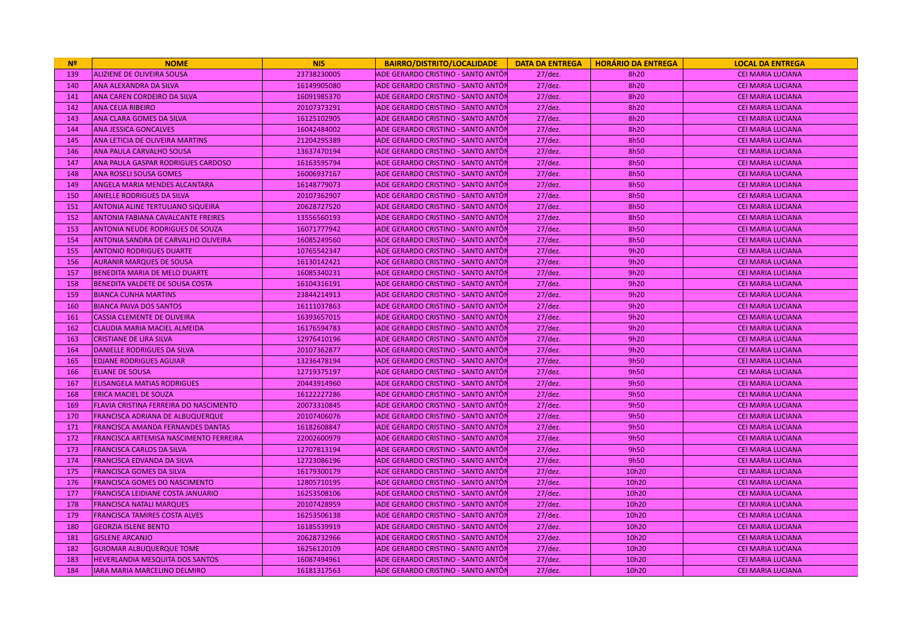| Nº | NOME | NIS | BAIRRO/DISTRITO/LOCALIDADE | DATA DA ENTREGA | HORÁRIO DA ENTREGA | LOCAL DA ENTREGA |
|---|---|---|---|---|---|---|
| 139 | ALIZIENE DE OLIVEIRA SOUSA | 23738230005 | ADE GERARDO CRISTINO - SANTO ANTÔN | 27/dez. | 8h20 | CEI MARIA LUCIANA |
| 140 | ANA ALEXANDRA DA SILVA | 16149905080 | ADE GERARDO CRISTINO - SANTO ANTÔN | 27/dez. | 8h20 | CEI MARIA LUCIANA |
| 141 | ANA CAREN CORDEIRO DA SILVA | 16091985370 | ADE GERARDO CRISTINO - SANTO ANTÔN | 27/dez. | 8h20 | CEI MARIA LUCIANA |
| 142 | ANA CELIA RIBEIRO | 20107373291 | ADE GERARDO CRISTINO - SANTO ANTÔN | 27/dez. | 8h20 | CEI MARIA LUCIANA |
| 143 | ANA CLARA GOMES DA SILVA | 16125102905 | ADE GERARDO CRISTINO - SANTO ANTÔN | 27/dez. | 8h20 | CEI MARIA LUCIANA |
| 144 | ANA JESSICA GONCALVES | 16042484002 | ADE GERARDO CRISTINO - SANTO ANTÔN | 27/dez. | 8h20 | CEI MARIA LUCIANA |
| 145 | ANA LETICIA DE OLIVEIRA MARTINS | 21204295389 | ADE GERARDO CRISTINO - SANTO ANTÔN | 27/dez. | 8h50 | CEI MARIA LUCIANA |
| 146 | ANA PAULA CARVALHO SOUSA | 13637470194 | ADE GERARDO CRISTINO - SANTO ANTÔN | 27/dez. | 8h50 | CEI MARIA LUCIANA |
| 147 | ANA PAULA GASPAR RODRIGUES CARDOSO | 16163595794 | ADE GERARDO CRISTINO - SANTO ANTÔN | 27/dez. | 8h50 | CEI MARIA LUCIANA |
| 148 | ANA ROSELI SOUSA GOMES | 16006937167 | ADE GERARDO CRISTINO - SANTO ANTÔN | 27/dez. | 8h50 | CEI MARIA LUCIANA |
| 149 | ANGELA MARIA MENDES ALCANTARA | 16148779073 | ADE GERARDO CRISTINO - SANTO ANTÔN | 27/dez. | 8h50 | CEI MARIA LUCIANA |
| 150 | ANIELLE RODRIGUES DA SILVA | 20107362907 | ADE GERARDO CRISTINO - SANTO ANTÔN | 27/dez. | 8h50 | CEI MARIA LUCIANA |
| 151 | ANTONIA ALINE TERTULIANO SIQUEIRA | 20628727520 | ADE GERARDO CRISTINO - SANTO ANTÔN | 27/dez. | 8h50 | CEI MARIA LUCIANA |
| 152 | ANTONIA FABIANA CAVALCANTE FREIRES | 13556560193 | ADE GERARDO CRISTINO - SANTO ANTÔN | 27/dez. | 8h50 | CEI MARIA LUCIANA |
| 153 | ANTONIA NEUDE RODRIGUES DE SOUZA | 16071777942 | ADE GERARDO CRISTINO - SANTO ANTÔN | 27/dez. | 8h50 | CEI MARIA LUCIANA |
| 154 | ANTONIA SANDRA DE CARVALHO OLIVEIRA | 16085249560 | ADE GERARDO CRISTINO - SANTO ANTÔN | 27/dez. | 8h50 | CEI MARIA LUCIANA |
| 155 | ANTONIO RODRIGUES DUARTE | 10765542347 | ADE GERARDO CRISTINO - SANTO ANTÔN | 27/dez. | 9h20 | CEI MARIA LUCIANA |
| 156 | AURANIR MARQUES DE SOUSA | 16130142421 | ADE GERARDO CRISTINO - SANTO ANTÔN | 27/dez. | 9h20 | CEI MARIA LUCIANA |
| 157 | BENEDITA MARIA DE MELO DUARTE | 16085340231 | ADE GERARDO CRISTINO - SANTO ANTÔN | 27/dez. | 9h20 | CEI MARIA LUCIANA |
| 158 | BENEDITA VALDETE DE SOUSA COSTA | 16104316191 | ADE GERARDO CRISTINO - SANTO ANTÔN | 27/dez. | 9h20 | CEI MARIA LUCIANA |
| 159 | BIANCA CUNHA MARTINS | 23844214913 | ADE GERARDO CRISTINO - SANTO ANTÔN | 27/dez. | 9h20 | CEI MARIA LUCIANA |
| 160 | BIANCA PAIVA DOS SANTOS | 16111037863 | ADE GERARDO CRISTINO - SANTO ANTÔN | 27/dez. | 9h20 | CEI MARIA LUCIANA |
| 161 | CASSIA CLEMENTE DE OLIVEIRA | 16393657015 | ADE GERARDO CRISTINO - SANTO ANTÔN | 27/dez. | 9h20 | CEI MARIA LUCIANA |
| 162 | CLAUDIA MARIA MACIEL ALMEIDA | 16176594783 | ADE GERARDO CRISTINO - SANTO ANTÔN | 27/dez. | 9h20 | CEI MARIA LUCIANA |
| 163 | CRISTIANE DE LIRA SILVA | 12976410196 | ADE GERARDO CRISTINO - SANTO ANTÔN | 27/dez. | 9h20 | CEI MARIA LUCIANA |
| 164 | DANIELLE RODRIGUES DA SILVA | 20107362877 | ADE GERARDO CRISTINO - SANTO ANTÔN | 27/dez. | 9h20 | CEI MARIA LUCIANA |
| 165 | EDJANE RODRIGUES AGUIAR | 13236478194 | ADE GERARDO CRISTINO - SANTO ANTÔN | 27/dez. | 9h50 | CEI MARIA LUCIANA |
| 166 | ELIANE DE SOUSA | 12719375197 | ADE GERARDO CRISTINO - SANTO ANTÔN | 27/dez. | 9h50 | CEI MARIA LUCIANA |
| 167 | ELISANGELA MATIAS RODRIGUES | 20443914960 | ADE GERARDO CRISTINO - SANTO ANTÔN | 27/dez. | 9h50 | CEI MARIA LUCIANA |
| 168 | ERICA MACIEL DE SOUZA | 16122227286 | ADE GERARDO CRISTINO - SANTO ANTÔN | 27/dez. | 9h50 | CEI MARIA LUCIANA |
| 169 | FLAVIA CRISTINA FERREIRA DO NASCIMENTO | 20073310845 | ADE GERARDO CRISTINO - SANTO ANTÔN | 27/dez. | 9h50 | CEI MARIA LUCIANA |
| 170 | FRANCISCA ADRIANA DE ALBUQUERQUE | 20107406076 | ADE GERARDO CRISTINO - SANTO ANTÔN | 27/dez. | 9h50 | CEI MARIA LUCIANA |
| 171 | FRANCISCA AMANDA FERNANDES DANTAS | 16182608847 | ADE GERARDO CRISTINO - SANTO ANTÔN | 27/dez. | 9h50 | CEI MARIA LUCIANA |
| 172 | FRANCISCA ARTEMISA NASCIMENTO FERREIRA | 22002600979 | ADE GERARDO CRISTINO - SANTO ANTÔN | 27/dez. | 9h50 | CEI MARIA LUCIANA |
| 173 | FRANCISCA CARLOS DA SILVA | 12707813194 | ADE GERARDO CRISTINO - SANTO ANTÔN | 27/dez. | 9h50 | CEI MARIA LUCIANA |
| 174 | FRANCISCA EDVANDA DA SILVA | 12723086196 | ADE GERARDO CRISTINO - SANTO ANTÔN | 27/dez. | 9h50 | CEI MARIA LUCIANA |
| 175 | FRANCISCA GOMES DA SILVA | 16179300179 | ADE GERARDO CRISTINO - SANTO ANTÔN | 27/dez. | 10h20 | CEI MARIA LUCIANA |
| 176 | FRANCISCA GOMES DO NASCIMENTO | 12805710195 | ADE GERARDO CRISTINO - SANTO ANTÔN | 27/dez. | 10h20 | CEI MARIA LUCIANA |
| 177 | FRANCISCA LEIDIANE COSTA JANUARIO | 16253508106 | ADE GERARDO CRISTINO - SANTO ANTÔN | 27/dez. | 10h20 | CEI MARIA LUCIANA |
| 178 | FRANCISCA NATALI MARQUES | 20107428959 | ADE GERARDO CRISTINO - SANTO ANTÔN | 27/dez. | 10h20 | CEI MARIA LUCIANA |
| 179 | FRANCISCA TAMIRES COSTA ALVES | 16253506138 | ADE GERARDO CRISTINO - SANTO ANTÔN | 27/dez. | 10h20 | CEI MARIA LUCIANA |
| 180 | GEORZIA ISLENE BENTO | 16185539919 | ADE GERARDO CRISTINO - SANTO ANTÔN | 27/dez. | 10h20 | CEI MARIA LUCIANA |
| 181 | GISLENE ARCANJO | 20628732966 | ADE GERARDO CRISTINO - SANTO ANTÔN | 27/dez. | 10h20 | CEI MARIA LUCIANA |
| 182 | GUIOMAR ALBUQUERQUE TOME | 16256120109 | ADE GERARDO CRISTINO - SANTO ANTÔN | 27/dez. | 10h20 | CEI MARIA LUCIANA |
| 183 | HEVERLANDIA MESQUITA DOS SANTOS | 16087494961 | ADE GERARDO CRISTINO - SANTO ANTÔN | 27/dez. | 10h20 | CEI MARIA LUCIANA |
| 184 | IARA MARIA MARCELINO DELMIRO | 16181317563 | ADE GERARDO CRISTINO - SANTO ANTÔN | 27/dez. | 10h20 | CEI MARIA LUCIANA |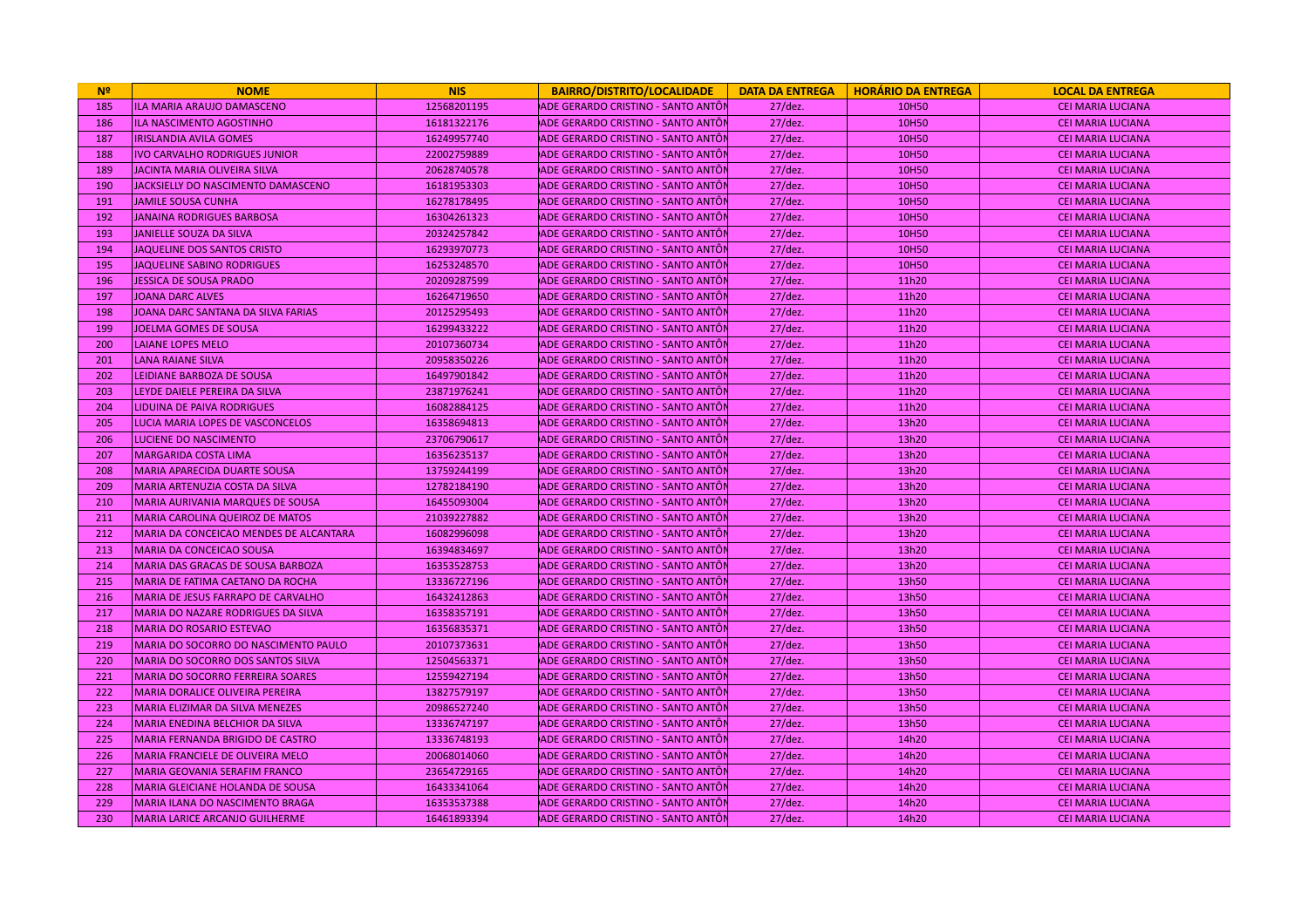| Nº | NOME | NIS | BAIRRO/DISTRITO/LOCALIDADE | DATA DA ENTREGA | HORÁRIO DA ENTREGA | LOCAL DA ENTREGA |
|---|---|---|---|---|---|---|
| 185 | ILA MARIA ARAUJO DAMASCENO | 12568201195 | ADE GERARDO CRISTINO - SANTO ANTÔN | 27/dez. | 10H50 | CEI MARIA LUCIANA |
| 186 | ILA NASCIMENTO AGOSTINHO | 16181322176 | ADE GERARDO CRISTINO - SANTO ANTÔN | 27/dez. | 10H50 | CEI MARIA LUCIANA |
| 187 | IRISLANDIA AVILA GOMES | 16249957740 | ADE GERARDO CRISTINO - SANTO ANTÔN | 27/dez. | 10H50 | CEI MARIA LUCIANA |
| 188 | IVO CARVALHO RODRIGUES JUNIOR | 22002759889 | ADE GERARDO CRISTINO - SANTO ANTÔN | 27/dez. | 10H50 | CEI MARIA LUCIANA |
| 189 | JACINTA MARIA OLIVEIRA SILVA | 20628740578 | ADE GERARDO CRISTINO - SANTO ANTÔN | 27/dez. | 10H50 | CEI MARIA LUCIANA |
| 190 | JACKSIELLY DO NASCIMENTO DAMASCENO | 16181953303 | ADE GERARDO CRISTINO - SANTO ANTÔN | 27/dez. | 10H50 | CEI MARIA LUCIANA |
| 191 | JAMILE SOUSA CUNHA | 16278178495 | ADE GERARDO CRISTINO - SANTO ANTÔN | 27/dez. | 10H50 | CEI MARIA LUCIANA |
| 192 | JANAINA RODRIGUES BARBOSA | 16304261323 | ADE GERARDO CRISTINO - SANTO ANTÔN | 27/dez. | 10H50 | CEI MARIA LUCIANA |
| 193 | JANIELLE SOUZA DA SILVA | 20324257842 | ADE GERARDO CRISTINO - SANTO ANTÔN | 27/dez. | 10H50 | CEI MARIA LUCIANA |
| 194 | JAQUELINE DOS SANTOS CRISTO | 16293970773 | ADE GERARDO CRISTINO - SANTO ANTÔN | 27/dez. | 10H50 | CEI MARIA LUCIANA |
| 195 | JAQUELINE SABINO RODRIGUES | 16253248570 | ADE GERARDO CRISTINO - SANTO ANTÔN | 27/dez. | 10H50 | CEI MARIA LUCIANA |
| 196 | JESSICA DE SOUSA PRADO | 20209287599 | ADE GERARDO CRISTINO - SANTO ANTÔN | 27/dez. | 11h20 | CEI MARIA LUCIANA |
| 197 | JOANA DARC ALVES | 16264719650 | ADE GERARDO CRISTINO - SANTO ANTÔN | 27/dez. | 11h20 | CEI MARIA LUCIANA |
| 198 | JOANA DARC SANTANA DA SILVA FARIAS | 20125295493 | ADE GERARDO CRISTINO - SANTO ANTÔN | 27/dez. | 11h20 | CEI MARIA LUCIANA |
| 199 | JOELMA GOMES DE SOUSA | 16299433222 | ADE GERARDO CRISTINO - SANTO ANTÔN | 27/dez. | 11h20 | CEI MARIA LUCIANA |
| 200 | LAIANE LOPES MELO | 20107360734 | ADE GERARDO CRISTINO - SANTO ANTÔN | 27/dez. | 11h20 | CEI MARIA LUCIANA |
| 201 | LANA RAIANE SILVA | 20958350226 | ADE GERARDO CRISTINO - SANTO ANTÔN | 27/dez. | 11h20 | CEI MARIA LUCIANA |
| 202 | LEIDIANE BARBOZA DE SOUSA | 16497901842 | ADE GERARDO CRISTINO - SANTO ANTÔN | 27/dez. | 11h20 | CEI MARIA LUCIANA |
| 203 | LEYDE DAIELE PEREIRA DA SILVA | 23871976241 | ADE GERARDO CRISTINO - SANTO ANTÔN | 27/dez. | 11h20 | CEI MARIA LUCIANA |
| 204 | LIDUINA DE PAIVA RODRIGUES | 16082884125 | ADE GERARDO CRISTINO - SANTO ANTÔN | 27/dez. | 11h20 | CEI MARIA LUCIANA |
| 205 | LUCIA MARIA LOPES DE VASCONCELOS | 16358694813 | ADE GERARDO CRISTINO - SANTO ANTÔN | 27/dez. | 13h20 | CEI MARIA LUCIANA |
| 206 | LUCIENE DO NASCIMENTO | 23706790617 | ADE GERARDO CRISTINO - SANTO ANTÔN | 27/dez. | 13h20 | CEI MARIA LUCIANA |
| 207 | MARGARIDA COSTA LIMA | 16356235137 | ADE GERARDO CRISTINO - SANTO ANTÔN | 27/dez. | 13h20 | CEI MARIA LUCIANA |
| 208 | MARIA APARECIDA DUARTE SOUSA | 13759244199 | ADE GERARDO CRISTINO - SANTO ANTÔN | 27/dez. | 13h20 | CEI MARIA LUCIANA |
| 209 | MARIA ARTENUZIA COSTA DA SILVA | 12782184190 | ADE GERARDO CRISTINO - SANTO ANTÔN | 27/dez. | 13h20 | CEI MARIA LUCIANA |
| 210 | MARIA AURIVANIA MARQUES DE SOUSA | 16455093004 | ADE GERARDO CRISTINO - SANTO ANTÔN | 27/dez. | 13h20 | CEI MARIA LUCIANA |
| 211 | MARIA CAROLINA QUEIROZ DE MATOS | 21039227882 | ADE GERARDO CRISTINO - SANTO ANTÔN | 27/dez. | 13h20 | CEI MARIA LUCIANA |
| 212 | MARIA DA CONCEICAO MENDES DE ALCANTARA | 16082996098 | ADE GERARDO CRISTINO - SANTO ANTÔN | 27/dez. | 13h20 | CEI MARIA LUCIANA |
| 213 | MARIA DA CONCEICAO SOUSA | 16394834697 | ADE GERARDO CRISTINO - SANTO ANTÔN | 27/dez. | 13h20 | CEI MARIA LUCIANA |
| 214 | MARIA DAS GRACAS DE SOUSA BARBOZA | 16353528753 | ADE GERARDO CRISTINO - SANTO ANTÔN | 27/dez. | 13h20 | CEI MARIA LUCIANA |
| 215 | MARIA DE FATIMA CAETANO DA ROCHA | 13336727196 | ADE GERARDO CRISTINO - SANTO ANTÔN | 27/dez. | 13h50 | CEI MARIA LUCIANA |
| 216 | MARIA DE JESUS FARRAPO DE CARVALHO | 16432412863 | ADE GERARDO CRISTINO - SANTO ANTÔN | 27/dez. | 13h50 | CEI MARIA LUCIANA |
| 217 | MARIA DO NAZARE RODRIGUES DA SILVA | 16358357191 | ADE GERARDO CRISTINO - SANTO ANTÔN | 27/dez. | 13h50 | CEI MARIA LUCIANA |
| 218 | MARIA DO ROSARIO ESTEVAO | 16356835371 | ADE GERARDO CRISTINO - SANTO ANTÔN | 27/dez. | 13h50 | CEI MARIA LUCIANA |
| 219 | MARIA DO SOCORRO DO NASCIMENTO PAULO | 20107373631 | ADE GERARDO CRISTINO - SANTO ANTÔN | 27/dez. | 13h50 | CEI MARIA LUCIANA |
| 220 | MARIA DO SOCORRO DOS SANTOS SILVA | 12504563371 | ADE GERARDO CRISTINO - SANTO ANTÔN | 27/dez. | 13h50 | CEI MARIA LUCIANA |
| 221 | MARIA DO SOCORRO FERREIRA SOARES | 12559427194 | ADE GERARDO CRISTINO - SANTO ANTÔN | 27/dez. | 13h50 | CEI MARIA LUCIANA |
| 222 | MARIA DORALICE OLIVEIRA PEREIRA | 13827579197 | ADE GERARDO CRISTINO - SANTO ANTÔN | 27/dez. | 13h50 | CEI MARIA LUCIANA |
| 223 | MARIA ELIZIMAR DA SILVA MENEZES | 20986527240 | ADE GERARDO CRISTINO - SANTO ANTÔN | 27/dez. | 13h50 | CEI MARIA LUCIANA |
| 224 | MARIA ENEDINA BELCHIOR DA SILVA | 13336747197 | ADE GERARDO CRISTINO - SANTO ANTÔN | 27/dez. | 13h50 | CEI MARIA LUCIANA |
| 225 | MARIA FERNANDA BRIGIDO DE CASTRO | 13336748193 | ADE GERARDO CRISTINO - SANTO ANTÔN | 27/dez. | 14h20 | CEI MARIA LUCIANA |
| 226 | MARIA FRANCIELE DE OLIVEIRA MELO | 20068014060 | ADE GERARDO CRISTINO - SANTO ANTÔN | 27/dez. | 14h20 | CEI MARIA LUCIANA |
| 227 | MARIA GEOVANIA SERAFIM FRANCO | 23654729165 | ADE GERARDO CRISTINO - SANTO ANTÔN | 27/dez. | 14h20 | CEI MARIA LUCIANA |
| 228 | MARIA GLEICIANE HOLANDA DE SOUSA | 16433341064 | ADE GERARDO CRISTINO - SANTO ANTÔN | 27/dez. | 14h20 | CEI MARIA LUCIANA |
| 229 | MARIA ILANA DO NASCIMENTO BRAGA | 16353537388 | ADE GERARDO CRISTINO - SANTO ANTÔN | 27/dez. | 14h20 | CEI MARIA LUCIANA |
| 230 | MARIA LARICE ARCANJO GUILHERME | 16461893394 | ADE GERARDO CRISTINO - SANTO ANTÔN | 27/dez. | 14h20 | CEI MARIA LUCIANA |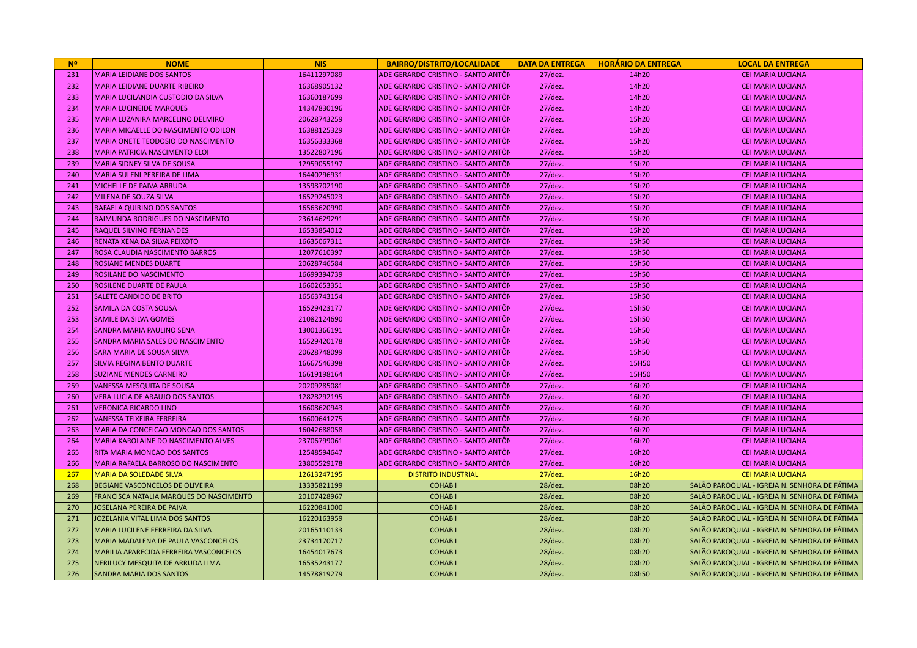| Nº | NOME | NIS | BAIRRO/DISTRITO/LOCALIDADE | DATA DA ENTREGA | HORÁRIO DA ENTREGA | LOCAL DA ENTREGA |
|---|---|---|---|---|---|---|
| 231 | MARIA LEIDIANE DOS SANTOS | 16411297089 | ADE GERARDO CRISTINO - SANTO ANTÔN | 27/dez. | 14h20 | CEI MARIA LUCIANA |
| 232 | MARIA LEIDIANE DUARTE RIBEIRO | 16368905132 | ADE GERARDO CRISTINO - SANTO ANTÔN | 27/dez. | 14h20 | CEI MARIA LUCIANA |
| 233 | MARIA LUCILANDIA CUSTODIO DA SILVA | 16360187699 | ADE GERARDO CRISTINO - SANTO ANTÔN | 27/dez. | 14h20 | CEI MARIA LUCIANA |
| 234 | MARIA LUCINEIDE MARQUES | 14347830196 | ADE GERARDO CRISTINO - SANTO ANTÔN | 27/dez. | 14h20 | CEI MARIA LUCIANA |
| 235 | MARIA LUZANIRA MARCELINO DELMIRO | 20628743259 | ADE GERARDO CRISTINO - SANTO ANTÔN | 27/dez. | 15h20 | CEI MARIA LUCIANA |
| 236 | MARIA MICAELLE DO NASCIMENTO ODILON | 16388125329 | ADE GERARDO CRISTINO - SANTO ANTÔN | 27/dez. | 15h20 | CEI MARIA LUCIANA |
| 237 | MARIA ONETE TEODOSIO DO NASCIMENTO | 16356333368 | ADE GERARDO CRISTINO - SANTO ANTÔN | 27/dez. | 15h20 | CEI MARIA LUCIANA |
| 238 | MARIA PATRICIA NASCIMENTO ELOI | 13522807196 | ADE GERARDO CRISTINO - SANTO ANTÔN | 27/dez. | 15h20 | CEI MARIA LUCIANA |
| 239 | MARIA SIDNEY SILVA DE SOUSA | 12959055197 | ADE GERARDO CRISTINO - SANTO ANTÔN | 27/dez. | 15h20 | CEI MARIA LUCIANA |
| 240 | MARIA SULENI PEREIRA DE LIMA | 16440296931 | ADE GERARDO CRISTINO - SANTO ANTÔN | 27/dez. | 15h20 | CEI MARIA LUCIANA |
| 241 | MICHELLE DE PAIVA ARRUDA | 13598702190 | ADE GERARDO CRISTINO - SANTO ANTÔN | 27/dez. | 15h20 | CEI MARIA LUCIANA |
| 242 | MILENA DE SOUZA SILVA | 16529245023 | ADE GERARDO CRISTINO - SANTO ANTÔN | 27/dez. | 15h20 | CEI MARIA LUCIANA |
| 243 | RAFAELA QUIRINO DOS SANTOS | 16563620990 | ADE GERARDO CRISTINO - SANTO ANTÔN | 27/dez. | 15h20 | CEI MARIA LUCIANA |
| 244 | RAIMUNDA RODRIGUES DO NASCIMENTO | 23614629291 | ADE GERARDO CRISTINO - SANTO ANTÔN | 27/dez. | 15h20 | CEI MARIA LUCIANA |
| 245 | RAQUEL SILVINO FERNANDES | 16533854012 | ADE GERARDO CRISTINO - SANTO ANTÔN | 27/dez. | 15h20 | CEI MARIA LUCIANA |
| 246 | RENATA XENA DA SILVA PEIXOTO | 16635067311 | ADE GERARDO CRISTINO - SANTO ANTÔN | 27/dez. | 15h50 | CEI MARIA LUCIANA |
| 247 | ROSA CLAUDIA NASCIMENTO BARROS | 12077610397 | ADE GERARDO CRISTINO - SANTO ANTÔN | 27/dez. | 15h50 | CEI MARIA LUCIANA |
| 248 | ROSIANE MENDES DUARTE | 20628746584 | ADE GERARDO CRISTINO - SANTO ANTÔN | 27/dez. | 15h50 | CEI MARIA LUCIANA |
| 249 | ROSILANE DO NASCIMENTO | 16699394739 | ADE GERARDO CRISTINO - SANTO ANTÔN | 27/dez. | 15h50 | CEI MARIA LUCIANA |
| 250 | ROSILENE DUARTE DE PAULA | 16602653351 | ADE GERARDO CRISTINO - SANTO ANTÔN | 27/dez. | 15h50 | CEI MARIA LUCIANA |
| 251 | SALETE CANDIDO DE BRITO | 16563743154 | ADE GERARDO CRISTINO - SANTO ANTÔN | 27/dez. | 15h50 | CEI MARIA LUCIANA |
| 252 | SAMILA DA COSTA SOUSA | 16529423177 | ADE GERARDO CRISTINO - SANTO ANTÔN | 27/dez. | 15h50 | CEI MARIA LUCIANA |
| 253 | SAMILE DA SILVA GOMES | 21082124690 | ADE GERARDO CRISTINO - SANTO ANTÔN | 27/dez. | 15h50 | CEI MARIA LUCIANA |
| 254 | SANDRA MARIA PAULINO SENA | 13001366191 | ADE GERARDO CRISTINO - SANTO ANTÔN | 27/dez. | 15h50 | CEI MARIA LUCIANA |
| 255 | SANDRA MARIA SALES DO NASCIMENTO | 16529420178 | ADE GERARDO CRISTINO - SANTO ANTÔN | 27/dez. | 15h50 | CEI MARIA LUCIANA |
| 256 | SARA MARIA DE SOUSA SILVA | 20628748099 | ADE GERARDO CRISTINO - SANTO ANTÔN | 27/dez. | 15h50 | CEI MARIA LUCIANA |
| 257 | SILVIA REGINA BENTO DUARTE | 16667546398 | ADE GERARDO CRISTINO - SANTO ANTÔN | 27/dez. | 15H50 | CEI MARIA LUCIANA |
| 258 | SUZIANE MENDES CARNEIRO | 16619198164 | ADE GERARDO CRISTINO - SANTO ANTÔN | 27/dez. | 15H50 | CEI MARIA LUCIANA |
| 259 | VANESSA MESQUITA DE SOUSA | 20209285081 | ADE GERARDO CRISTINO - SANTO ANTÔN | 27/dez. | 16h20 | CEI MARIA LUCIANA |
| 260 | VERA LUCIA DE ARAUJO DOS SANTOS | 12828292195 | ADE GERARDO CRISTINO - SANTO ANTÔN | 27/dez. | 16h20 | CEI MARIA LUCIANA |
| 261 | VERONICA RICARDO LINO | 16608620943 | ADE GERARDO CRISTINO - SANTO ANTÔN | 27/dez. | 16h20 | CEI MARIA LUCIANA |
| 262 | VANESSA TEIXEIRA FERREIRA | 16600641275 | ADE GERARDO CRISTINO - SANTO ANTÔN | 27/dez. | 16h20 | CEI MARIA LUCIANA |
| 263 | MARIA DA CONCEICAO MONCAO DOS SANTOS | 16042688058 | ADE GERARDO CRISTINO - SANTO ANTÔN | 27/dez. | 16h20 | CEI MARIA LUCIANA |
| 264 | MARIA KAROLAINE DO NASCIMENTO ALVES | 23706799061 | ADE GERARDO CRISTINO - SANTO ANTÔN | 27/dez. | 16h20 | CEI MARIA LUCIANA |
| 265 | RITA MARIA MONCAO DOS SANTOS | 12548594647 | ADE GERARDO CRISTINO - SANTO ANTÔN | 27/dez. | 16h20 | CEI MARIA LUCIANA |
| 266 | MARIA RAFAELA BARROSO DO NASCIMENTO | 23805529178 | ADE GERARDO CRISTINO - SANTO ANTÔN | 27/dez. | 16h20 | CEI MARIA LUCIANA |
| 267 | MARIA DA SOLEDADE SILVA | 12613247195 | DISTRITO INDUSTRIAL | 27/dez. | 16h20 | CEI MARIA LUCIANA |
| 268 | BEGIANE VASCONCELOS DE OLIVEIRA | 13335821199 | COHAB I | 28/dez. | 08h20 | SALÃO PAROQUIAL - IGREJA N. SENHORA DE FÁTIMA |
| 269 | FRANCISCA NATALIA MARQUES DO NASCIMENTO | 20107428967 | COHAB I | 28/dez. | 08h20 | SALÃO PAROQUIAL - IGREJA N. SENHORA DE FÁTIMA |
| 270 | JOSELANA PEREIRA DE PAIVA | 16220841000 | COHAB I | 28/dez. | 08h20 | SALÃO PAROQUIAL - IGREJA N. SENHORA DE FÁTIMA |
| 271 | JOZELANIA VITAL LIMA DOS SANTOS | 16220163959 | COHAB I | 28/dez. | 08h20 | SALÃO PAROQUIAL - IGREJA N. SENHORA DE FÁTIMA |
| 272 | MARIA LUCILENE FERREIRA DA SILVA | 20165110133 | COHAB I | 28/dez. | 08h20 | SALÃO PAROQUIAL - IGREJA N. SENHORA DE FÁTIMA |
| 273 | MARIA MADALENA DE PAULA VASCONCELOS | 23734170717 | COHAB I | 28/dez. | 08h20 | SALÃO PAROQUIAL - IGREJA N. SENHORA DE FÁTIMA |
| 274 | MARILIA APARECIDA FERREIRA VASCONCELOS | 16454017673 | COHAB I | 28/dez. | 08h20 | SALÃO PAROQUIAL - IGREJA N. SENHORA DE FÁTIMA |
| 275 | NERILUCY MESQUITA DE ARRUDA LIMA | 16535243177 | COHAB I | 28/dez. | 08h20 | SALÃO PAROQUIAL - IGREJA N. SENHORA DE FÁTIMA |
| 276 | SANDRA MARIA DOS SANTOS | 14578819279 | COHAB I | 28/dez. | 08h50 | SALÃO PAROQUIAL - IGREJA N. SENHORA DE FÁTIMA |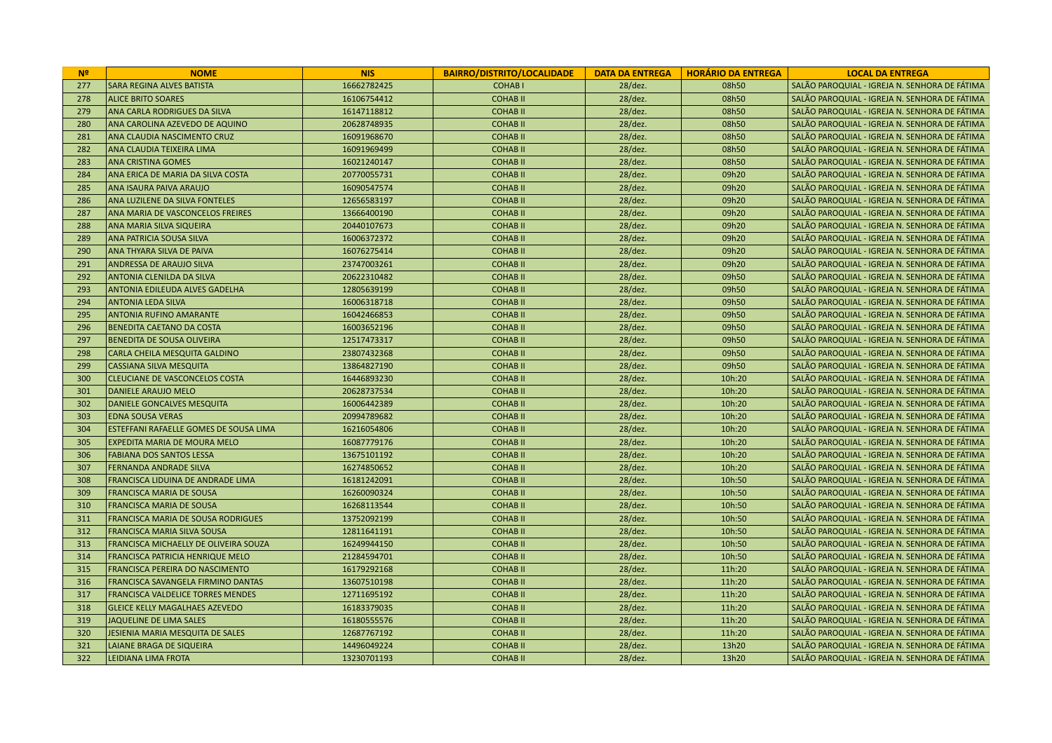| Nº | NOME | NIS | BAIRRO/DISTRITO/LOCALIDADE | DATA DA ENTREGA | HORÁRIO DA ENTREGA | LOCAL DA ENTREGA |
|---|---|---|---|---|---|---|
| 277 | SARA REGINA ALVES BATISTA | 16662782425 | COHAB I | 28/dez. | 08h50 | SALÃO PAROQUIAL - IGREJA N. SENHORA DE FÁTIMA |
| 278 | ALICE BRITO SOARES | 16106754412 | COHAB II | 28/dez. | 08h50 | SALÃO PAROQUIAL - IGREJA N. SENHORA DE FÁTIMA |
| 279 | ANA CARLA RODRIGUES DA SILVA | 16147118812 | COHAB II | 28/dez. | 08h50 | SALÃO PAROQUIAL - IGREJA N. SENHORA DE FÁTIMA |
| 280 | ANA CAROLINA AZEVEDO DE AQUINO | 20628748935 | COHAB II | 28/dez. | 08h50 | SALÃO PAROQUIAL - IGREJA N. SENHORA DE FÁTIMA |
| 281 | ANA CLAUDIA NASCIMENTO CRUZ | 16091968670 | COHAB II | 28/dez. | 08h50 | SALÃO PAROQUIAL - IGREJA N. SENHORA DE FÁTIMA |
| 282 | ANA CLAUDIA TEIXEIRA LIMA | 16091969499 | COHAB II | 28/dez. | 08h50 | SALÃO PAROQUIAL - IGREJA N. SENHORA DE FÁTIMA |
| 283 | ANA CRISTINA GOMES | 16021240147 | COHAB II | 28/dez. | 08h50 | SALÃO PAROQUIAL - IGREJA N. SENHORA DE FÁTIMA |
| 284 | ANA ERICA DE MARIA DA SILVA COSTA | 20770055731 | COHAB II | 28/dez. | 09h20 | SALÃO PAROQUIAL - IGREJA N. SENHORA DE FÁTIMA |
| 285 | ANA ISAURA PAIVA ARAUJO | 16090547574 | COHAB II | 28/dez. | 09h20 | SALÃO PAROQUIAL - IGREJA N. SENHORA DE FÁTIMA |
| 286 | ANA LUZILENE DA SILVA FONTELES | 12656583197 | COHAB II | 28/dez. | 09h20 | SALÃO PAROQUIAL - IGREJA N. SENHORA DE FÁTIMA |
| 287 | ANA MARIA DE VASCONCELOS FREIRES | 13666400190 | COHAB II | 28/dez. | 09h20 | SALÃO PAROQUIAL - IGREJA N. SENHORA DE FÁTIMA |
| 288 | ANA MARIA SILVA SIQUEIRA | 20440107673 | COHAB II | 28/dez. | 09h20 | SALÃO PAROQUIAL - IGREJA N. SENHORA DE FÁTIMA |
| 289 | ANA PATRICIA SOUSA SILVA | 16006372372 | COHAB II | 28/dez. | 09h20 | SALÃO PAROQUIAL - IGREJA N. SENHORA DE FÁTIMA |
| 290 | ANA THYARA SILVA DE PAIVA | 16076275414 | COHAB II | 28/dez. | 09h20 | SALÃO PAROQUIAL - IGREJA N. SENHORA DE FÁTIMA |
| 291 | ANDRESSA DE ARAUJO SILVA | 23747003261 | COHAB II | 28/dez. | 09h20 | SALÃO PAROQUIAL - IGREJA N. SENHORA DE FÁTIMA |
| 292 | ANTONIA CLENILDA DA SILVA | 20622310482 | COHAB II | 28/dez. | 09h50 | SALÃO PAROQUIAL - IGREJA N. SENHORA DE FÁTIMA |
| 293 | ANTONIA EDILEUDA ALVES GADELHA | 12805639199 | COHAB II | 28/dez. | 09h50 | SALÃO PAROQUIAL - IGREJA N. SENHORA DE FÁTIMA |
| 294 | ANTONIA LEDA SILVA | 16006318718 | COHAB II | 28/dez. | 09h50 | SALÃO PAROQUIAL - IGREJA N. SENHORA DE FÁTIMA |
| 295 | ANTONIA RUFINO AMARANTE | 16042466853 | COHAB II | 28/dez. | 09h50 | SALÃO PAROQUIAL - IGREJA N. SENHORA DE FÁTIMA |
| 296 | BENEDITA CAETANO DA COSTA | 16003652196 | COHAB II | 28/dez. | 09h50 | SALÃO PAROQUIAL - IGREJA N. SENHORA DE FÁTIMA |
| 297 | BENEDITA DE SOUSA OLIVEIRA | 12517473317 | COHAB II | 28/dez. | 09h50 | SALÃO PAROQUIAL - IGREJA N. SENHORA DE FÁTIMA |
| 298 | CARLA CHEILA MESQUITA GALDINO | 23807432368 | COHAB II | 28/dez. | 09h50 | SALÃO PAROQUIAL - IGREJA N. SENHORA DE FÁTIMA |
| 299 | CASSIANA SILVA MESQUITA | 13864827190 | COHAB II | 28/dez. | 09h50 | SALÃO PAROQUIAL - IGREJA N. SENHORA DE FÁTIMA |
| 300 | CLEUCIANE DE VASCONCELOS COSTA | 16446893230 | COHAB II | 28/dez. | 10h:20 | SALÃO PAROQUIAL - IGREJA N. SENHORA DE FÁTIMA |
| 301 | DANIELE ARAUJO MELO | 20628737534 | COHAB II | 28/dez. | 10h:20 | SALÃO PAROQUIAL - IGREJA N. SENHORA DE FÁTIMA |
| 302 | DANIELE GONCALVES MESQUITA | 16006442389 | COHAB II | 28/dez. | 10h:20 | SALÃO PAROQUIAL - IGREJA N. SENHORA DE FÁTIMA |
| 303 | EDNA SOUSA VERAS | 20994789682 | COHAB II | 28/dez. | 10h:20 | SALÃO PAROQUIAL - IGREJA N. SENHORA DE FÁTIMA |
| 304 | ESTEFFANI RAFAELLE GOMES DE SOUSA LIMA | 16216054806 | COHAB II | 28/dez. | 10h:20 | SALÃO PAROQUIAL - IGREJA N. SENHORA DE FÁTIMA |
| 305 | EXPEDITA MARIA DE MOURA MELO | 16087779176 | COHAB II | 28/dez. | 10h:20 | SALÃO PAROQUIAL - IGREJA N. SENHORA DE FÁTIMA |
| 306 | FABIANA DOS SANTOS LESSA | 13675101192 | COHAB II | 28/dez. | 10h:20 | SALÃO PAROQUIAL - IGREJA N. SENHORA DE FÁTIMA |
| 307 | FERNANDA ANDRADE SILVA | 16274850652 | COHAB II | 28/dez. | 10h:20 | SALÃO PAROQUIAL - IGREJA N. SENHORA DE FÁTIMA |
| 308 | FRANCISCA LIDUINA DE ANDRADE LIMA | 16181242091 | COHAB II | 28/dez. | 10h:50 | SALÃO PAROQUIAL - IGREJA N. SENHORA DE FÁTIMA |
| 309 | FRANCISCA MARIA DE SOUSA | 16260090324 | COHAB II | 28/dez. | 10h:50 | SALÃO PAROQUIAL - IGREJA N. SENHORA DE FÁTIMA |
| 310 | FRANCISCA MARIA DE SOUSA | 16268113544 | COHAB II | 28/dez. | 10h:50 | SALÃO PAROQUIAL - IGREJA N. SENHORA DE FÁTIMA |
| 311 | FRANCISCA MARIA DE SOUSA RODRIGUES | 13752092199 | COHAB II | 28/dez. | 10h:50 | SALÃO PAROQUIAL - IGREJA N. SENHORA DE FÁTIMA |
| 312 | FRANCISCA MARIA SILVA SOUSA | 12811641191 | COHAB II | 28/dez. | 10h:50 | SALÃO PAROQUIAL - IGREJA N. SENHORA DE FÁTIMA |
| 313 | FRANCISCA MICHAELLY DE OLIVEIRA SOUZA | 16249944150 | COHAB II | 28/dez. | 10h:50 | SALÃO PAROQUIAL - IGREJA N. SENHORA DE FÁTIMA |
| 314 | FRANCISCA PATRICIA HENRIQUE MELO | 21284594701 | COHAB II | 28/dez. | 10h:50 | SALÃO PAROQUIAL - IGREJA N. SENHORA DE FÁTIMA |
| 315 | FRANCISCA PEREIRA DO NASCIMENTO | 16179292168 | COHAB II | 28/dez. | 11h:20 | SALÃO PAROQUIAL - IGREJA N. SENHORA DE FÁTIMA |
| 316 | FRANCISCA SAVANGELA FIRMINO DANTAS | 13607510198 | COHAB II | 28/dez. | 11h:20 | SALÃO PAROQUIAL - IGREJA N. SENHORA DE FÁTIMA |
| 317 | FRANCISCA VALDELICE TORRES MENDES | 12711695192 | COHAB II | 28/dez. | 11h:20 | SALÃO PAROQUIAL - IGREJA N. SENHORA DE FÁTIMA |
| 318 | GLEICE KELLY MAGALHAES AZEVEDO | 16183379035 | COHAB II | 28/dez. | 11h:20 | SALÃO PAROQUIAL - IGREJA N. SENHORA DE FÁTIMA |
| 319 | JAQUELINE DE LIMA SALES | 16180555576 | COHAB II | 28/dez. | 11h:20 | SALÃO PAROQUIAL - IGREJA N. SENHORA DE FÁTIMA |
| 320 | JESIENIA MARIA MESQUITA DE SALES | 12687767192 | COHAB II | 28/dez. | 11h:20 | SALÃO PAROQUIAL - IGREJA N. SENHORA DE FÁTIMA |
| 321 | LAIANE BRAGA DE SIQUEIRA | 14496049224 | COHAB II | 28/dez. | 13h20 | SALÃO PAROQUIAL - IGREJA N. SENHORA DE FÁTIMA |
| 322 | LEIDIANA LIMA FROTA | 13230701193 | COHAB II | 28/dez. | 13h20 | SALÃO PAROQUIAL - IGREJA N. SENHORA DE FÁTIMA |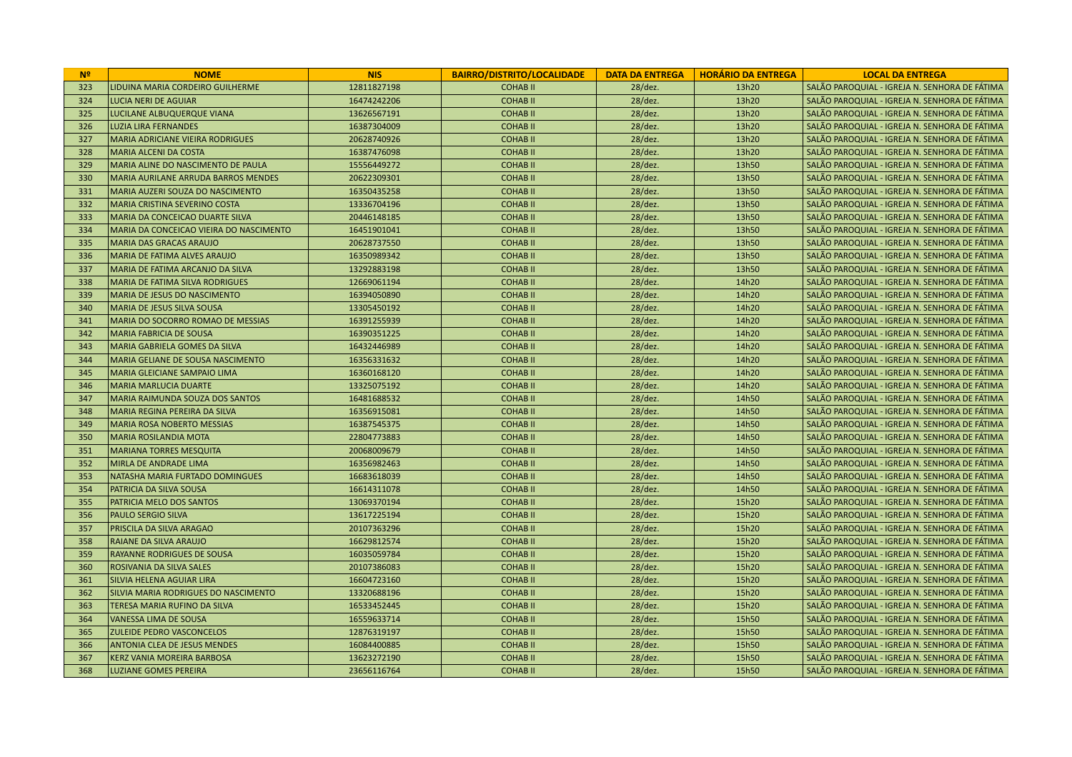| Nº | NOME | NIS | BAIRRO/DISTRITO/LOCALIDADE | DATA DA ENTREGA | HORÁRIO DA ENTREGA | LOCAL DA ENTREGA |
|---|---|---|---|---|---|---|
| 323 | LIDUINA MARIA CORDEIRO GUILHERME | 12811827198 | COHAB II | 28/dez. | 13h20 | SALÃO PAROQUIAL - IGREJA N. SENHORA DE FÁTIMA |
| 324 | LUCIA NERI DE AGUIAR | 16474242206 | COHAB II | 28/dez. | 13h20 | SALÃO PAROQUIAL - IGREJA N. SENHORA DE FÁTIMA |
| 325 | LUCILANE ALBUQUERQUE VIANA | 13626567191 | COHAB II | 28/dez. | 13h20 | SALÃO PAROQUIAL - IGREJA N. SENHORA DE FÁTIMA |
| 326 | LUZIA LIRA FERNANDES | 16387304009 | COHAB II | 28/dez. | 13h20 | SALÃO PAROQUIAL - IGREJA N. SENHORA DE FÁTIMA |
| 327 | MARIA ADRICIANE VIEIRA RODRIGUES | 20628740926 | COHAB II | 28/dez. | 13h20 | SALÃO PAROQUIAL - IGREJA N. SENHORA DE FÁTIMA |
| 328 | MARIA ALCENI DA COSTA | 16387476098 | COHAB II | 28/dez. | 13h20 | SALÃO PAROQUIAL - IGREJA N. SENHORA DE FÁTIMA |
| 329 | MARIA ALINE DO NASCIMENTO DE PAULA | 15556449272 | COHAB II | 28/dez. | 13h50 | SALÃO PAROQUIAL - IGREJA N. SENHORA DE FÁTIMA |
| 330 | MARIA AURILANE ARRUDA BARROS MENDES | 20622309301 | COHAB II | 28/dez. | 13h50 | SALÃO PAROQUIAL - IGREJA N. SENHORA DE FÁTIMA |
| 331 | MARIA AUZERI SOUZA DO NASCIMENTO | 16350435258 | COHAB II | 28/dez. | 13h50 | SALÃO PAROQUIAL - IGREJA N. SENHORA DE FÁTIMA |
| 332 | MARIA CRISTINA SEVERINO COSTA | 13336704196 | COHAB II | 28/dez. | 13h50 | SALÃO PAROQUIAL - IGREJA N. SENHORA DE FÁTIMA |
| 333 | MARIA DA CONCEICAO DUARTE SILVA | 20446148185 | COHAB II | 28/dez. | 13h50 | SALÃO PAROQUIAL - IGREJA N. SENHORA DE FÁTIMA |
| 334 | MARIA DA CONCEICAO VIEIRA DO NASCIMENTO | 16451901041 | COHAB II | 28/dez. | 13h50 | SALÃO PAROQUIAL - IGREJA N. SENHORA DE FÁTIMA |
| 335 | MARIA DAS GRACAS ARAUJO | 20628737550 | COHAB II | 28/dez. | 13h50 | SALÃO PAROQUIAL - IGREJA N. SENHORA DE FÁTIMA |
| 336 | MARIA DE FATIMA ALVES ARAUJO | 16350989342 | COHAB II | 28/dez. | 13h50 | SALÃO PAROQUIAL - IGREJA N. SENHORA DE FÁTIMA |
| 337 | MARIA DE FATIMA ARCANJO DA SILVA | 13292883198 | COHAB II | 28/dez. | 13h50 | SALÃO PAROQUIAL - IGREJA N. SENHORA DE FÁTIMA |
| 338 | MARIA DE FATIMA SILVA RODRIGUES | 12669061194 | COHAB II | 28/dez. | 14h20 | SALÃO PAROQUIAL - IGREJA N. SENHORA DE FÁTIMA |
| 339 | MARIA DE JESUS DO NASCIMENTO | 16394050890 | COHAB II | 28/dez. | 14h20 | SALÃO PAROQUIAL - IGREJA N. SENHORA DE FÁTIMA |
| 340 | MARIA DE JESUS SILVA SOUSA | 13305450192 | COHAB II | 28/dez. | 14h20 | SALÃO PAROQUIAL - IGREJA N. SENHORA DE FÁTIMA |
| 341 | MARIA DO SOCORRO ROMAO DE MESSIAS | 16391255939 | COHAB II | 28/dez. | 14h20 | SALÃO PAROQUIAL - IGREJA N. SENHORA DE FÁTIMA |
| 342 | MARIA FABRICIA DE SOUSA | 16390351225 | COHAB II | 28/dez. | 14h20 | SALÃO PAROQUIAL - IGREJA N. SENHORA DE FÁTIMA |
| 343 | MARIA GABRIELA GOMES DA SILVA | 16432446989 | COHAB II | 28/dez. | 14h20 | SALÃO PAROQUIAL - IGREJA N. SENHORA DE FÁTIMA |
| 344 | MARIA GELIANE DE SOUSA NASCIMENTO | 16356331632 | COHAB II | 28/dez. | 14h20 | SALÃO PAROQUIAL - IGREJA N. SENHORA DE FÁTIMA |
| 345 | MARIA GLEICIANE SAMPAIO LIMA | 16360168120 | COHAB II | 28/dez. | 14h20 | SALÃO PAROQUIAL - IGREJA N. SENHORA DE FÁTIMA |
| 346 | MARIA MARLUCIA DUARTE | 13325075192 | COHAB II | 28/dez. | 14h20 | SALÃO PAROQUIAL - IGREJA N. SENHORA DE FÁTIMA |
| 347 | MARIA RAIMUNDA SOUZA DOS SANTOS | 16481688532 | COHAB II | 28/dez. | 14h50 | SALÃO PAROQUIAL - IGREJA N. SENHORA DE FÁTIMA |
| 348 | MARIA REGINA PEREIRA DA SILVA | 16356915081 | COHAB II | 28/dez. | 14h50 | SALÃO PAROQUIAL - IGREJA N. SENHORA DE FÁTIMA |
| 349 | MARIA ROSA NOBERTO MESSIAS | 16387545375 | COHAB II | 28/dez. | 14h50 | SALÃO PAROQUIAL - IGREJA N. SENHORA DE FÁTIMA |
| 350 | MARIA ROSILANDIA MOTA | 22804773883 | COHAB II | 28/dez. | 14h50 | SALÃO PAROQUIAL - IGREJA N. SENHORA DE FÁTIMA |
| 351 | MARIANA TORRES MESQUITA | 20068009679 | COHAB II | 28/dez. | 14h50 | SALÃO PAROQUIAL - IGREJA N. SENHORA DE FÁTIMA |
| 352 | MIRLA DE ANDRADE LIMA | 16356982463 | COHAB II | 28/dez. | 14h50 | SALÃO PAROQUIAL - IGREJA N. SENHORA DE FÁTIMA |
| 353 | NATASHA MARIA FURTADO DOMINGUES | 16683618039 | COHAB II | 28/dez. | 14h50 | SALÃO PAROQUIAL - IGREJA N. SENHORA DE FÁTIMA |
| 354 | PATRICIA DA SILVA SOUSA | 16614311078 | COHAB II | 28/dez. | 14h50 | SALÃO PAROQUIAL - IGREJA N. SENHORA DE FÁTIMA |
| 355 | PATRICIA MELO DOS SANTOS | 13069370194 | COHAB II | 28/dez. | 15h20 | SALÃO PAROQUIAL - IGREJA N. SENHORA DE FÁTIMA |
| 356 | PAULO SERGIO SILVA | 13617225194 | COHAB II | 28/dez. | 15h20 | SALÃO PAROQUIAL - IGREJA N. SENHORA DE FÁTIMA |
| 357 | PRISCILA DA SILVA ARAGAO | 20107363296 | COHAB II | 28/dez. | 15h20 | SALÃO PAROQUIAL - IGREJA N. SENHORA DE FÁTIMA |
| 358 | RAIANE DA SILVA ARAUJO | 16629812574 | COHAB II | 28/dez. | 15h20 | SALÃO PAROQUIAL - IGREJA N. SENHORA DE FÁTIMA |
| 359 | RAYANNE RODRIGUES DE SOUSA | 16035059784 | COHAB II | 28/dez. | 15h20 | SALÃO PAROQUIAL - IGREJA N. SENHORA DE FÁTIMA |
| 360 | ROSIVANIA DA SILVA SALES | 20107386083 | COHAB II | 28/dez. | 15h20 | SALÃO PAROQUIAL - IGREJA N. SENHORA DE FÁTIMA |
| 361 | SILVIA HELENA AGUIAR LIRA | 16604723160 | COHAB II | 28/dez. | 15h20 | SALÃO PAROQUIAL - IGREJA N. SENHORA DE FÁTIMA |
| 362 | SILVIA MARIA RODRIGUES DO NASCIMENTO | 13320688196 | COHAB II | 28/dez. | 15h20 | SALÃO PAROQUIAL - IGREJA N. SENHORA DE FÁTIMA |
| 363 | TERESA MARIA RUFINO DA SILVA | 16533452445 | COHAB II | 28/dez. | 15h20 | SALÃO PAROQUIAL - IGREJA N. SENHORA DE FÁTIMA |
| 364 | VANESSA LIMA DE SOUSA | 16559633714 | COHAB II | 28/dez. | 15h50 | SALÃO PAROQUIAL - IGREJA N. SENHORA DE FÁTIMA |
| 365 | ZULEIDE PEDRO VASCONCELOS | 12876319197 | COHAB II | 28/dez. | 15h50 | SALÃO PAROQUIAL - IGREJA N. SENHORA DE FÁTIMA |
| 366 | ANTONIA CLEA DE JESUS MENDES | 16084400885 | COHAB II | 28/dez. | 15h50 | SALÃO PAROQUIAL - IGREJA N. SENHORA DE FÁTIMA |
| 367 | KERZ VANIA MOREIRA BARBOSA | 13623272190 | COHAB II | 28/dez. | 15h50 | SALÃO PAROQUIAL - IGREJA N. SENHORA DE FÁTIMA |
| 368 | LUZIANE GOMES PEREIRA | 23656116764 | COHAB II | 28/dez. | 15h50 | SALÃO PAROQUIAL - IGREJA N. SENHORA DE FÁTIMA |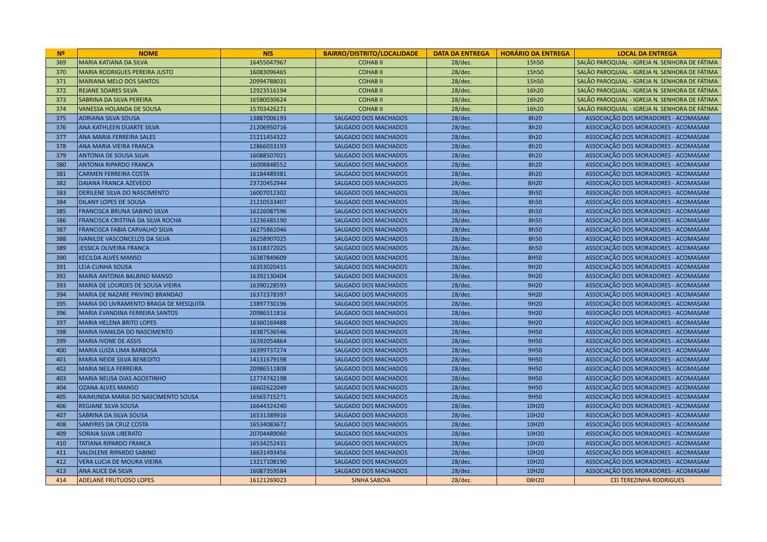| Nº | NOME | NIS | BAIRRO/DISTRITO/LOCALIDADE | DATA DA ENTREGA | HORÁRIO DA ENTREGA | LOCAL DA ENTREGA |
|---|---|---|---|---|---|---|
| 369 | MARIA KATIANA DA SILVA | 16455047967 | COHAB II | 28/dez. | 15h50 | SALÃO PAROQUIAL - IGREJA N. SENHORA DE FÁTIMA |
| 370 | MARIA RODRIGUES PEREIRA JUSTO | 16083096465 | COHAB II | 28/dez. | 15h50 | SALÃO PAROQUIAL - IGREJA N. SENHORA DE FÁTIMA |
| 371 | MARIANA MELO DOS SANTOS | 20994788031 | COHAB II | 28/dez. | 15h50 | SALÃO PAROQUIAL - IGREJA N. SENHORA DE FÁTIMA |
| 372 | REJANE SOARES SILVA | 12923516194 | COHAB II | 28/dez. | 16h20 | SALÃO PAROQUIAL - IGREJA N. SENHORA DE FÁTIMA |
| 373 | SABRINA DA SILVA PEREIRA | 16580030624 | COHAB II | 28/dez. | 16h20 | SALÃO PAROQUIAL - IGREJA N. SENHORA DE FÁTIMA |
| 374 | VANESSA HOLANDA DE SOUSA | 15703426271 | COHAB II | 28/dez. | 16h20 | SALÃO PAROQUIAL - IGREJA N. SENHORA DE FÁTIMA |
| 375 | ADRIANA SILVA SOUSA | 13887006193 | SALGADO DOS MACHADOS | 28/dez. | 8h20 | ASSOCIAÇÃO DOS MORADORES - ACOMASAM |
| 376 | ANA KATHLEEN DUARTE SILVA | 21206950716 | SALGADO DOS MACHADOS | 28/dez. | 8h20 | ASSOCIAÇÃO DOS MORADORES - ACOMASAM |
| 377 | ANA MARIA FERREIRA SALES | 21211454322 | SALGADO DOS MACHADOS | 28/dez. | 8h20 | ASSOCIAÇÃO DOS MORADORES - ACOMASAM |
| 378 | ANA MARIA VIEIRA FRANCA | 12866033193 | SALGADO DOS MACHADOS | 28/dez. | 8h20 | ASSOCIAÇÃO DOS MORADORES - ACOMASAM |
| 379 | ANTONIA DE SOUSA SILVA | 16088507021 | SALGADO DOS MACHADOS | 28/dez. | 8h20 | ASSOCIAÇÃO DOS MORADORES - ACOMASAM |
| 380 | ANTONIA RIPARDO FRANCA | 16008848552 | SALGADO DOS MACHADOS | 28/dez. | 8h20 | ASSOCIAÇÃO DOS MORADORES - ACOMASAM |
| 381 | CARMEN FERREIRA COSTA | 16184489381 | SALGADO DOS MACHADOS | 28/dez. | 8h20 | ASSOCIAÇÃO DOS MORADORES - ACOMASAM |
| 382 | DAIANA FRANCA AZEVEDO | 23720452944 | SALGADO DOS MACHADOS | 28/dez. | 8H20 | ASSOCIAÇÃO DOS MORADORES - ACOMASAM |
| 383 | DERILENE SILVA DO NASCIMENTO | 16007012302 | SALGADO DOS MACHADOS | 28/dez. | 8h50 | ASSOCIAÇÃO DOS MORADORES - ACOMASAM |
| 384 | DILANY LOPES DE SOUSA | 21210533407 | SALGADO DOS MACHADOS | 28/dez. | 8h50 | ASSOCIAÇÃO DOS MORADORES - ACOMASAM |
| 385 | FRANCISCA BRUNA SABINO SILVA | 16226087596 | SALGADO DOS MACHADOS | 28/dez. | 8h50 | ASSOCIAÇÃO DOS MORADORES - ACOMASAM |
| 386 | FRANCISCA CRISTINA DA SILVA ROCHA | 13236485190 | SALGADO DOS MACHADOS | 28/dez. | 8h50 | ASSOCIAÇÃO DOS MORADORES - ACOMASAM |
| 387 | FRANCISCA FABIA CARVALHO SILVA | 16275861046 | SALGADO DOS MACHADOS | 28/dez. | 8h50 | ASSOCIAÇÃO DOS MORADORES - ACOMASAM |
| 388 | IVANILDE VASCONCELOS DA SILVA | 16258907025 | SALGADO DOS MACHADOS | 28/dez. | 8h50 | ASSOCIAÇÃO DOS MORADORES - ACOMASAM |
| 389 | JESSICA OLIVEIRA FRANCA | 16318372025 | SALGADO DOS MACHADOS | 28/dez. | 8h50 | ASSOCIAÇÃO DOS MORADORES - ACOMASAM |
| 390 | KECILDA ALVES MANSO | 16387849609 | SALGADO DOS MACHADOS | 28/dez. | 8H50 | ASSOCIAÇÃO DOS MORADORES - ACOMASAM |
| 391 | LEIA CUNHA SOUSA | 16353020415 | SALGADO DOS MACHADOS | 28/dez. | 9H20 | ASSOCIAÇÃO DOS MORADORES - ACOMASAM |
| 392 | MARIA ANTONIA BALBINO MANSO | 16392130404 | SALGADO DOS MACHADOS | 28/dez. | 9H20 | ASSOCIAÇÃO DOS MORADORES - ACOMASAM |
| 393 | MARIA DE LOURDES DE SOUSA VIEIRA | 16390128593 | SALGADO DOS MACHADOS | 28/dez. | 9H20 | ASSOCIAÇÃO DOS MORADORES - ACOMASAM |
| 394 | MARIA DE NAZARE PRIVINO BRANDAO | 16372378397 | SALGADO DOS MACHADOS | 28/dez. | 9H20 | ASSOCIAÇÃO DOS MORADORES - ACOMASAM |
| 395 | MARIA DO LIVRAMENTO BRAGA DE MESQUITA | 13897730196 | SALGADO DOS MACHADOS | 28/dez. | 9H20 | ASSOCIAÇÃO DOS MORADORES - ACOMASAM |
| 396 | MARIA EVANDINA FERREIRA SANTOS | 20986511816 | SALGADO DOS MACHADOS | 28/dez. | 9H20 | ASSOCIAÇÃO DOS MORADORES - ACOMASAM |
| 397 | MARIA HELENA BRITO LOPES | 16360169488 | SALGADO DOS MACHADOS | 28/dez. | 9H20 | ASSOCIAÇÃO DOS MORADORES - ACOMASAM |
| 398 | MARIA IVANILDA DO NASCIMENTO | 16387536546 | SALGADO DOS MACHADOS | 28/dez. | 9H50 | ASSOCIAÇÃO DOS MORADORES - ACOMASAM |
| 399 | MARIA IVONE DE ASSIS | 16392054864 | SALGADO DOS MACHADOS | 28/dez. | 9H50 | ASSOCIAÇÃO DOS MORADORES - ACOMASAM |
| 400 | MARIA LUIZA LIMA BARBOSA | 16399737274 | SALGADO DOS MACHADOS | 28/dez. | 9H50 | ASSOCIAÇÃO DOS MORADORES - ACOMASAM |
| 401 | MARIA NEIDE SILVA BENEDITO | 14131679198 | SALGADO DOS MACHADOS | 28/dez. | 9H50 | ASSOCIAÇÃO DOS MORADORES - ACOMASAM |
| 402 | MARIA NEILA FERREIRA | 20986511808 | SALGADO DOS MACHADOS | 28/dez. | 9H50 | ASSOCIAÇÃO DOS MORADORES - ACOMASAM |
| 403 | MARIA NEUSA DIAS AGOSTINHO | 12774742198 | SALGADO DOS MACHADOS | 28/dez. | 9H50 | ASSOCIAÇÃO DOS MORADORES - ACOMASAM |
| 404 | OZANA ALVES MANSO | 16602622049 | SALGADO DOS MACHADOS | 28/dez. | 9H50 | ASSOCIAÇÃO DOS MORADORES - ACOMASAM |
| 405 | RAIMUNDA MARIA DO NASCIMENTO SOUSA | 16565715271 | SALGADO DOS MACHADOS | 28/dez. | 9H50 | ASSOCIAÇÃO DOS MORADORES - ACOMASAM |
| 406 | REGIANE SILVA SOUSA | 16644324240 | SALGADO DOS MACHADOS | 28/dez. | 10H20 | ASSOCIAÇÃO DOS MORADORES - ACOMASAM |
| 407 | SABRINA DA SILVA SOUSA | 16531389916 | SALGADO DOS MACHADOS | 28/dez. | 10H20 | ASSOCIAÇÃO DOS MORADORES - ACOMASAM |
| 408 | SAMYRES DA CRUZ COSTA | 16534083672 | SALGADO DOS MACHADOS | 28/dez. | 10H20 | ASSOCIAÇÃO DOS MORADORES - ACOMASAM |
| 409 | SORAIA SILVA LIBERATO | 20704489060 | SALGADO DOS MACHADOS | 28/dez. | 10H20 | ASSOCIAÇÃO DOS MORADORES - ACOMASAM |
| 410 | TATIANA RIPARDO FRANCA | 16534252431 | SALGADO DOS MACHADOS | 28/dez. | 10H20 | ASSOCIAÇÃO DOS MORADORES - ACOMASAM |
| 411 | VALDILENE RIPARDO SABINO | 16631493456 | SALGADO DOS MACHADOS | 28/dez. | 10H20 | ASSOCIAÇÃO DOS MORADORES - ACOMASAM |
| 412 | VERA LUCIA DE MOURA VIEIRA | 13217108190 | SALGADO DOS MACHADOS | 28/dez. | 10H20 | ASSOCIAÇÃO DOS MORADORES - ACOMASAM |
| 413 | ANA ALICE DA SILVA | 16087359584 | SALGADO DOS MACHADOS | 28/dez. | 10H20 | ASSOCIAÇÃO DOS MORADORES - ACOMASAM |
| 414 | ADELANE FRUTUOSO LOPES | 16121269023 | SINHA SABOIA | 28/dez. | 08H20 | CEI TEREZINHA RODRIGUES |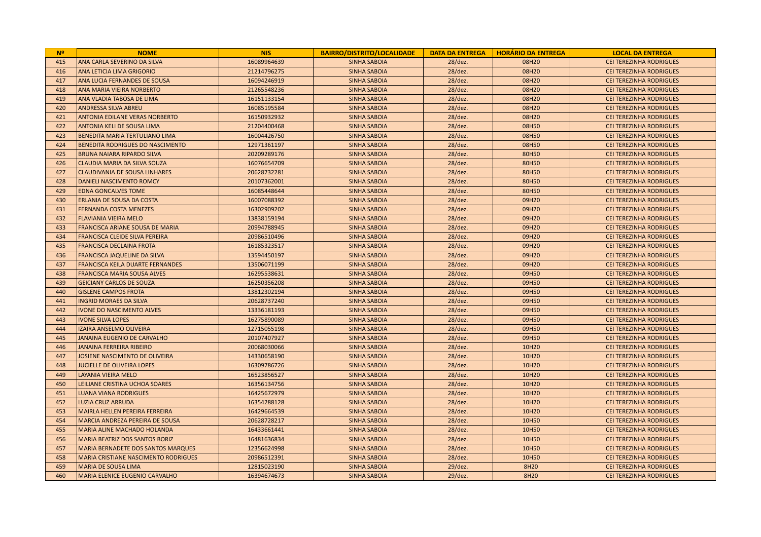| Nº | NOME | NIS | BAIRRO/DISTRITO/LOCALIDADE | DATA DA ENTREGA | HORÁRIO DA ENTREGA | LOCAL DA ENTREGA |
|---|---|---|---|---|---|---|
| 415 | ANA CARLA SEVERINO DA SILVA | 16089964639 | SINHA SABOIA | 28/dez. | 08H20 | CEI TEREZINHA RODRIGUES |
| 416 | ANA LETICIA LIMA GRIGORIO | 21214796275 | SINHA SABOIA | 28/dez. | 08H20 | CEI TEREZINHA RODRIGUES |
| 417 | ANA LUCIA FERNANDES DE SOUSA | 16094246919 | SINHA SABOIA | 28/dez. | 08H20 | CEI TEREZINHA RODRIGUES |
| 418 | ANA MARIA VIEIRA NORBERTO | 21265548236 | SINHA SABOIA | 28/dez. | 08H20 | CEI TEREZINHA RODRIGUES |
| 419 | ANA VLADIA TABOSA DE LIMA | 16151133154 | SINHA SABOIA | 28/dez. | 08H20 | CEI TEREZINHA RODRIGUES |
| 420 | ANDRESSA SILVA ABREU | 16085195584 | SINHA SABOIA | 28/dez. | 08H20 | CEI TEREZINHA RODRIGUES |
| 421 | ANTONIA EDILANE VERAS NORBERTO | 16150932932 | SINHA SABOIA | 28/dez. | 08H20 | CEI TEREZINHA RODRIGUES |
| 422 | ANTONIA KELI DE SOUSA LIMA | 21204400468 | SINHA SABOIA | 28/dez. | 08H50 | CEI TEREZINHA RODRIGUES |
| 423 | BENEDITA MARIA TERTULIANO LIMA | 16004426750 | SINHA SABOIA | 28/dez. | 08H50 | CEI TEREZINHA RODRIGUES |
| 424 | BENEDITA RODRIGUES DO NASCIMENTO | 12971361197 | SINHA SABOIA | 28/dez. | 08H50 | CEI TEREZINHA RODRIGUES |
| 425 | BRUNA NAIARA RIPARDO SILVA | 20209289176 | SINHA SABOIA | 28/dez. | 80H50 | CEI TEREZINHA RODRIGUES |
| 426 | CLAUDIA MARIA DA SILVA SOUZA | 16076654709 | SINHA SABOIA | 28/dez. | 80H50 | CEI TEREZINHA RODRIGUES |
| 427 | CLAUDIVANIA DE SOUSA LINHARES | 20628732281 | SINHA SABOIA | 28/dez. | 80H50 | CEI TEREZINHA RODRIGUES |
| 428 | DANIELI NASCIMENTO ROMCY | 20107362001 | SINHA SABOIA | 28/dez. | 80H50 | CEI TEREZINHA RODRIGUES |
| 429 | EDNA GONCALVES TOME | 16085448644 | SINHA SABOIA | 28/dez. | 80H50 | CEI TEREZINHA RODRIGUES |
| 430 | ERLANIA DE SOUSA DA COSTA | 16007088392 | SINHA SABOIA | 28/dez. | 09H20 | CEI TEREZINHA RODRIGUES |
| 431 | FERNANDA COSTA MENEZES | 16302909202 | SINHA SABOIA | 28/dez. | 09H20 | CEI TEREZINHA RODRIGUES |
| 432 | FLAVIANIA VIEIRA MELO | 13838159194 | SINHA SABOIA | 28/dez. | 09H20 | CEI TEREZINHA RODRIGUES |
| 433 | FRANCISCA ARIANE SOUSA DE MARIA | 20994788945 | SINHA SABOIA | 28/dez. | 09H20 | CEI TEREZINHA RODRIGUES |
| 434 | FRANCISCA CLEIDE SILVA PEREIRA | 20986510496 | SINHA SABOIA | 28/dez. | 09H20 | CEI TEREZINHA RODRIGUES |
| 435 | FRANCISCA DECLAINA FROTA | 16185323517 | SINHA SABOIA | 28/dez. | 09H20 | CEI TEREZINHA RODRIGUES |
| 436 | FRANCISCA JAQUELINE DA SILVA | 13594450197 | SINHA SABOIA | 28/dez. | 09H20 | CEI TEREZINHA RODRIGUES |
| 437 | FRANCISCA KEILA DUARTE FERNANDES | 13506071199 | SINHA SABOIA | 28/dez. | 09H20 | CEI TEREZINHA RODRIGUES |
| 438 | FRANCISCA MARIA SOUSA ALVES | 16295538631 | SINHA SABOIA | 28/dez. | 09H50 | CEI TEREZINHA RODRIGUES |
| 439 | GEICIANY CARLOS DE SOUZA | 16250356208 | SINHA SABOIA | 28/dez. | 09H50 | CEI TEREZINHA RODRIGUES |
| 440 | GISLENE CAMPOS FROTA | 13812302194 | SINHA SABOIA | 28/dez. | 09H50 | CEI TEREZINHA RODRIGUES |
| 441 | INGRID MORAES DA SILVA | 20628737240 | SINHA SABOIA | 28/dez. | 09H50 | CEI TEREZINHA RODRIGUES |
| 442 | IVONE DO NASCIMENTO ALVES | 13336181193 | SINHA SABOIA | 28/dez. | 09H50 | CEI TEREZINHA RODRIGUES |
| 443 | IVONE SILVA LOPES | 16275890089 | SINHA SABOIA | 28/dez. | 09H50 | CEI TEREZINHA RODRIGUES |
| 444 | IZAIRA ANSELMO OLIVEIRA | 12715055198 | SINHA SABOIA | 28/dez. | 09H50 | CEI TEREZINHA RODRIGUES |
| 445 | JANAINA EUGENIO DE CARVALHO | 20107407927 | SINHA SABOIA | 28/dez. | 09H50 | CEI TEREZINHA RODRIGUES |
| 446 | JANAINA FERREIRA RIBEIRO | 20068030066 | SINHA SABOIA | 28/dez. | 10H20 | CEI TEREZINHA RODRIGUES |
| 447 | JOSIENE NASCIMENTO DE OLIVEIRA | 14330658190 | SINHA SABOIA | 28/dez. | 10H20 | CEI TEREZINHA RODRIGUES |
| 448 | JUCIELLE DE OLIVEIRA LOPES | 16309786726 | SINHA SABOIA | 28/dez. | 10H20 | CEI TEREZINHA RODRIGUES |
| 449 | LAYANIA VIEIRA MELO | 16523856527 | SINHA SABOIA | 28/dez. | 10H20 | CEI TEREZINHA RODRIGUES |
| 450 | LEILIANE CRISTINA UCHOA SOARES | 16356134756 | SINHA SABOIA | 28/dez. | 10H20 | CEI TEREZINHA RODRIGUES |
| 451 | LUANA VIANA RODRIGUES | 16425672979 | SINHA SABOIA | 28/dez. | 10H20 | CEI TEREZINHA RODRIGUES |
| 452 | LUZIA CRUZ ARRUDA | 16354288128 | SINHA SABOIA | 28/dez. | 10H20 | CEI TEREZINHA RODRIGUES |
| 453 | MAIRLA HELLEN PEREIRA FERREIRA | 16429664539 | SINHA SABOIA | 28/dez. | 10H20 | CEI TEREZINHA RODRIGUES |
| 454 | MARCIA ANDREZA PEREIRA DE SOUSA | 20628728217 | SINHA SABOIA | 28/dez. | 10H50 | CEI TEREZINHA RODRIGUES |
| 455 | MARIA ALINE MACHADO HOLANDA | 16433661441 | SINHA SABOIA | 28/dez. | 10H50 | CEI TEREZINHA RODRIGUES |
| 456 | MARIA BEATRIZ DOS SANTOS BORIZ | 16481636834 | SINHA SABOIA | 28/dez. | 10H50 | CEI TEREZINHA RODRIGUES |
| 457 | MARIA BERNADETE DOS SANTOS MARQUES | 12356624998 | SINHA SABOIA | 28/dez. | 10H50 | CEI TEREZINHA RODRIGUES |
| 458 | MARIA CRISTIANE NASCIMENTO RODRIGUES | 20986512391 | SINHA SABOIA | 28/dez. | 10H50 | CEI TEREZINHA RODRIGUES |
| 459 | MARIA DE SOUSA LIMA | 12815023190 | SINHA SABOIA | 29/dez. | 8H20 | CEI TEREZINHA RODRIGUES |
| 460 | MARIA ELENICE EUGENIO CARVALHO | 16394674673 | SINHA SABOIA | 29/dez. | 8H20 | CEI TEREZINHA RODRIGUES |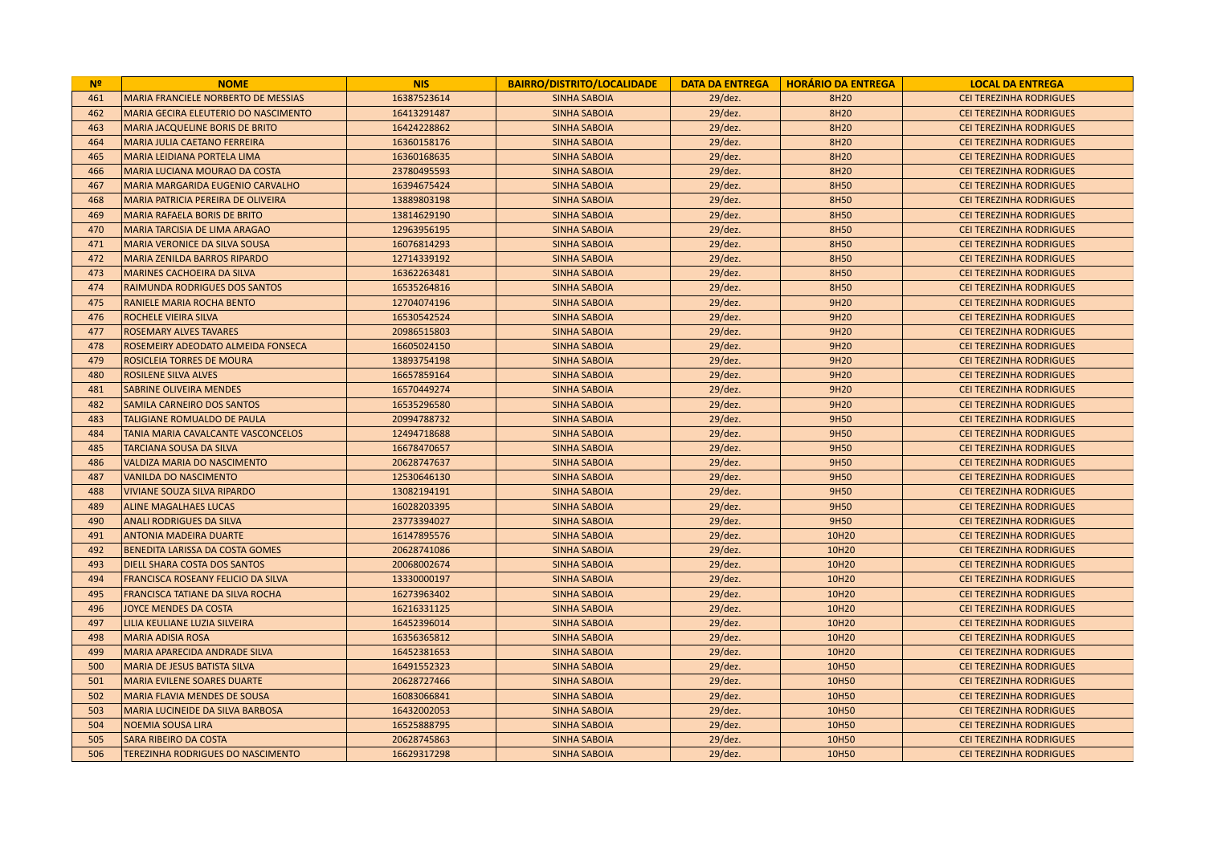| Nº | NOME | NIS | BAIRRO/DISTRITO/LOCALIDADE | DATA DA ENTREGA | HORÁRIO DA ENTREGA | LOCAL DA ENTREGA |
|---|---|---|---|---|---|---|
| 461 | MARIA FRANCIELE NORBERTO DE MESSIAS | 16387523614 | SINHA SABOIA | 29/dez. | 8H20 | CEI TEREZINHA RODRIGUES |
| 462 | MARIA GECIRA ELEUTERIO DO NASCIMENTO | 16413291487 | SINHA SABOIA | 29/dez. | 8H20 | CEI TEREZINHA RODRIGUES |
| 463 | MARIA JACQUELINE BORIS DE BRITO | 16424228862 | SINHA SABOIA | 29/dez. | 8H20 | CEI TEREZINHA RODRIGUES |
| 464 | MARIA JULIA CAETANO FERREIRA | 16360158176 | SINHA SABOIA | 29/dez. | 8H20 | CEI TEREZINHA RODRIGUES |
| 465 | MARIA LEIDIANA PORTELA LIMA | 16360168635 | SINHA SABOIA | 29/dez. | 8H20 | CEI TEREZINHA RODRIGUES |
| 466 | MARIA LUCIANA MOURAO DA COSTA | 23780495593 | SINHA SABOIA | 29/dez. | 8H20 | CEI TEREZINHA RODRIGUES |
| 467 | MARIA MARGARIDA EUGENIO CARVALHO | 16394675424 | SINHA SABOIA | 29/dez. | 8H50 | CEI TEREZINHA RODRIGUES |
| 468 | MARIA PATRICIA PEREIRA DE OLIVEIRA | 13889803198 | SINHA SABOIA | 29/dez. | 8H50 | CEI TEREZINHA RODRIGUES |
| 469 | MARIA RAFAELA BORIS DE BRITO | 13814629190 | SINHA SABOIA | 29/dez. | 8H50 | CEI TEREZINHA RODRIGUES |
| 470 | MARIA TARCISIA DE LIMA ARAGAO | 12963956195 | SINHA SABOIA | 29/dez. | 8H50 | CEI TEREZINHA RODRIGUES |
| 471 | MARIA VERONICE DA SILVA SOUSA | 16076814293 | SINHA SABOIA | 29/dez. | 8H50 | CEI TEREZINHA RODRIGUES |
| 472 | MARIA ZENILDA BARROS RIPARDO | 12714339192 | SINHA SABOIA | 29/dez. | 8H50 | CEI TEREZINHA RODRIGUES |
| 473 | MARINES CACHOEIRA DA SILVA | 16362263481 | SINHA SABOIA | 29/dez. | 8H50 | CEI TEREZINHA RODRIGUES |
| 474 | RAIMUNDA RODRIGUES DOS SANTOS | 16535264816 | SINHA SABOIA | 29/dez. | 8H50 | CEI TEREZINHA RODRIGUES |
| 475 | RANIELE MARIA ROCHA BENTO | 12704074196 | SINHA SABOIA | 29/dez. | 9H20 | CEI TEREZINHA RODRIGUES |
| 476 | ROCHELE VIEIRA SILVA | 16530542524 | SINHA SABOIA | 29/dez. | 9H20 | CEI TEREZINHA RODRIGUES |
| 477 | ROSEMARY ALVES TAVARES | 20986515803 | SINHA SABOIA | 29/dez. | 9H20 | CEI TEREZINHA RODRIGUES |
| 478 | ROSEMEIRY ADEODATO ALMEIDA FONSECA | 16605024150 | SINHA SABOIA | 29/dez. | 9H20 | CEI TEREZINHA RODRIGUES |
| 479 | ROSICLEIA TORRES DE MOURA | 13893754198 | SINHA SABOIA | 29/dez. | 9H20 | CEI TEREZINHA RODRIGUES |
| 480 | ROSILENE SILVA ALVES | 16657859164 | SINHA SABOIA | 29/dez. | 9H20 | CEI TEREZINHA RODRIGUES |
| 481 | SABRINE OLIVEIRA MENDES | 16570449274 | SINHA SABOIA | 29/dez. | 9H20 | CEI TEREZINHA RODRIGUES |
| 482 | SAMILA CARNEIRO DOS SANTOS | 16535296580 | SINHA SABOIA | 29/dez. | 9H20 | CEI TEREZINHA RODRIGUES |
| 483 | TALIGIANE ROMUALDO DE PAULA | 20994788732 | SINHA SABOIA | 29/dez. | 9H50 | CEI TEREZINHA RODRIGUES |
| 484 | TANIA MARIA CAVALCANTE VASCONCELOS | 12494718688 | SINHA SABOIA | 29/dez. | 9H50 | CEI TEREZINHA RODRIGUES |
| 485 | TARCIANA SOUSA DA SILVA | 16678470657 | SINHA SABOIA | 29/dez. | 9H50 | CEI TEREZINHA RODRIGUES |
| 486 | VALDIZA MARIA DO NASCIMENTO | 20628747637 | SINHA SABOIA | 29/dez. | 9H50 | CEI TEREZINHA RODRIGUES |
| 487 | VANILDA DO NASCIMENTO | 12530646130 | SINHA SABOIA | 29/dez. | 9H50 | CEI TEREZINHA RODRIGUES |
| 488 | VIVIANE SOUZA SILVA RIPARDO | 13082194191 | SINHA SABOIA | 29/dez. | 9H50 | CEI TEREZINHA RODRIGUES |
| 489 | ALINE MAGALHAES LUCAS | 16028203395 | SINHA SABOIA | 29/dez. | 9H50 | CEI TEREZINHA RODRIGUES |
| 490 | ANALI RODRIGUES DA SILVA | 23773394027 | SINHA SABOIA | 29/dez. | 9H50 | CEI TEREZINHA RODRIGUES |
| 491 | ANTONIA MADEIRA DUARTE | 16147895576 | SINHA SABOIA | 29/dez. | 10H20 | CEI TEREZINHA RODRIGUES |
| 492 | BENEDITA LARISSA DA COSTA GOMES | 20628741086 | SINHA SABOIA | 29/dez. | 10H20 | CEI TEREZINHA RODRIGUES |
| 493 | DIELL SHARA COSTA DOS SANTOS | 20068002674 | SINHA SABOIA | 29/dez. | 10H20 | CEI TEREZINHA RODRIGUES |
| 494 | FRANCISCA ROSEANY FELICIO DA SILVA | 13330000197 | SINHA SABOIA | 29/dez. | 10H20 | CEI TEREZINHA RODRIGUES |
| 495 | FRANCISCA TATIANE DA SILVA ROCHA | 16273963402 | SINHA SABOIA | 29/dez. | 10H20 | CEI TEREZINHA RODRIGUES |
| 496 | JOYCE MENDES DA COSTA | 16216331125 | SINHA SABOIA | 29/dez. | 10H20 | CEI TEREZINHA RODRIGUES |
| 497 | LILIA KEULIANE LUZIA SILVEIRA | 16452396014 | SINHA SABOIA | 29/dez. | 10H20 | CEI TEREZINHA RODRIGUES |
| 498 | MARIA ADISIA ROSA | 16356365812 | SINHA SABOIA | 29/dez. | 10H20 | CEI TEREZINHA RODRIGUES |
| 499 | MARIA APARECIDA ANDRADE SILVA | 16452381653 | SINHA SABOIA | 29/dez. | 10H20 | CEI TEREZINHA RODRIGUES |
| 500 | MARIA DE JESUS BATISTA SILVA | 16491552323 | SINHA SABOIA | 29/dez. | 10H50 | CEI TEREZINHA RODRIGUES |
| 501 | MARIA EVILENE SOARES DUARTE | 20628727466 | SINHA SABOIA | 29/dez. | 10H50 | CEI TEREZINHA RODRIGUES |
| 502 | MARIA FLAVIA MENDES DE SOUSA | 16083066841 | SINHA SABOIA | 29/dez. | 10H50 | CEI TEREZINHA RODRIGUES |
| 503 | MARIA LUCINEIDE DA SILVA BARBOSA | 16432002053 | SINHA SABOIA | 29/dez. | 10H50 | CEI TEREZINHA RODRIGUES |
| 504 | NOEMIA SOUSA LIRA | 16525888795 | SINHA SABOIA | 29/dez. | 10H50 | CEI TEREZINHA RODRIGUES |
| 505 | SARA RIBEIRO DA COSTA | 20628745863 | SINHA SABOIA | 29/dez. | 10H50 | CEI TEREZINHA RODRIGUES |
| 506 | TEREZINHA RODRIGUES DO NASCIMENTO | 16629317298 | SINHA SABOIA | 29/dez. | 10H50 | CEI TEREZINHA RODRIGUES |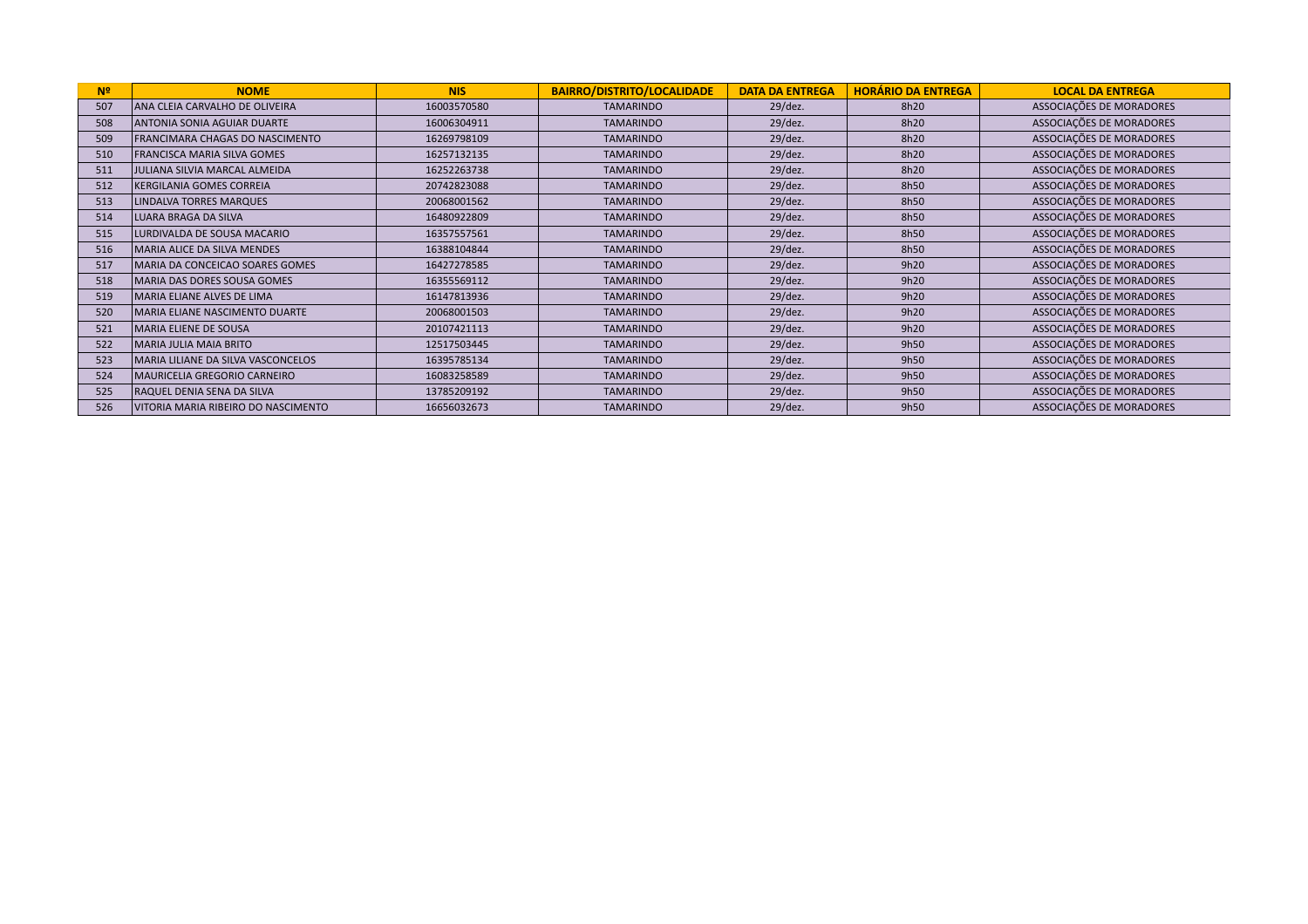| Nº | NOME | NIS | BAIRRO/DISTRITO/LOCALIDADE | DATA DA ENTREGA | HORÁRIO DA ENTREGA | LOCAL DA ENTREGA |
|---|---|---|---|---|---|---|
| 507 | ANA CLEIA CARVALHO DE OLIVEIRA | 16003570580 | TAMARINDO | 29/dez. | 8h20 | ASSOCIAÇÕES DE MORADORES |
| 508 | ANTONIA SONIA AGUIAR DUARTE | 16006304911 | TAMARINDO | 29/dez. | 8h20 | ASSOCIAÇÕES DE MORADORES |
| 509 | FRANCIMARA CHAGAS DO NASCIMENTO | 16269798109 | TAMARINDO | 29/dez. | 8h20 | ASSOCIAÇÕES DE MORADORES |
| 510 | FRANCISCA MARIA SILVA GOMES | 16257132135 | TAMARINDO | 29/dez. | 8h20 | ASSOCIAÇÕES DE MORADORES |
| 511 | JULIANA SILVIA MARCAL ALMEIDA | 16252263738 | TAMARINDO | 29/dez. | 8h20 | ASSOCIAÇÕES DE MORADORES |
| 512 | KERGILANIA GOMES CORREIA | 20742823088 | TAMARINDO | 29/dez. | 8h50 | ASSOCIAÇÕES DE MORADORES |
| 513 | LINDALVA TORRES MARQUES | 20068001562 | TAMARINDO | 29/dez. | 8h50 | ASSOCIAÇÕES DE MORADORES |
| 514 | LUARA BRAGA DA SILVA | 16480922809 | TAMARINDO | 29/dez. | 8h50 | ASSOCIAÇÕES DE MORADORES |
| 515 | LURDIVALDA DE SOUSA MACARIO | 16357557561 | TAMARINDO | 29/dez. | 8h50 | ASSOCIAÇÕES DE MORADORES |
| 516 | MARIA ALICE DA SILVA MENDES | 16388104844 | TAMARINDO | 29/dez. | 8h50 | ASSOCIAÇÕES DE MORADORES |
| 517 | MARIA DA CONCEICAO SOARES GOMES | 16427278585 | TAMARINDO | 29/dez. | 9h20 | ASSOCIAÇÕES DE MORADORES |
| 518 | MARIA DAS DORES SOUSA GOMES | 16355569112 | TAMARINDO | 29/dez. | 9h20 | ASSOCIAÇÕES DE MORADORES |
| 519 | MARIA ELIANE ALVES DE LIMA | 16147813936 | TAMARINDO | 29/dez. | 9h20 | ASSOCIAÇÕES DE MORADORES |
| 520 | MARIA ELIANE NASCIMENTO DUARTE | 20068001503 | TAMARINDO | 29/dez. | 9h20 | ASSOCIAÇÕES DE MORADORES |
| 521 | MARIA ELIENE DE SOUSA | 20107421113 | TAMARINDO | 29/dez. | 9h20 | ASSOCIAÇÕES DE MORADORES |
| 522 | MARIA JULIA MAIA BRITO | 12517503445 | TAMARINDO | 29/dez. | 9h50 | ASSOCIAÇÕES DE MORADORES |
| 523 | MARIA LILIANE DA SILVA VASCONCELOS | 16395785134 | TAMARINDO | 29/dez. | 9h50 | ASSOCIAÇÕES DE MORADORES |
| 524 | MAURICELIA GREGORIO CARNEIRO | 16083258589 | TAMARINDO | 29/dez. | 9h50 | ASSOCIAÇÕES DE MORADORES |
| 525 | RAQUEL DENIA SENA DA SILVA | 13785209192 | TAMARINDO | 29/dez. | 9h50 | ASSOCIAÇÕES DE MORADORES |
| 526 | VITORIA MARIA RIBEIRO DO NASCIMENTO | 16656032673 | TAMARINDO | 29/dez. | 9h50 | ASSOCIAÇÕES DE MORADORES |